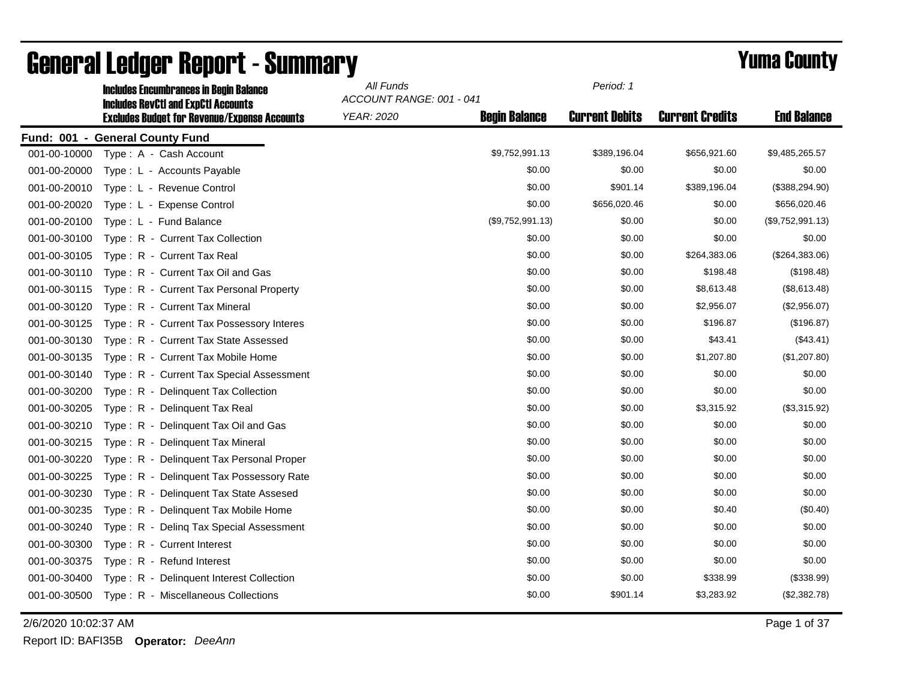# General Ledger Report - Summary

**Yuma County**

**Includes Encumbrances in Begin Balance**
**Includes RevCtl and ExpCtl Accounts**
**Excludes Budget for Revenue/Expense Accounts**

*All Funds*
*ACCOUNT RANGE: 001 - 041*
*YEAR: 2020*
*Period: 1*

## Fund: 001 - General County Fund

| Account | Description | Begin Balance | Current Debits | Current Credits | End Balance |
|---|---|---|---|---|---|
| 001-00-10000 | Type : A - Cash Account | $9,752,991.13 | $389,196.04 | $656,921.60 | $9,485,265.57 |
| 001-00-20000 | Type : L - Accounts Payable | $0.00 | $0.00 | $0.00 | $0.00 |
| 001-00-20010 | Type : L - Revenue Control | $0.00 | $901.14 | $389,196.04 | ($388,294.90) |
| 001-00-20020 | Type : L - Expense Control | $0.00 | $656,020.46 | $0.00 | $656,020.46 |
| 001-00-20100 | Type : L - Fund Balance | ($9,752,991.13) | $0.00 | $0.00 | ($9,752,991.13) |
| 001-00-30100 | Type : R - Current Tax Collection | $0.00 | $0.00 | $0.00 | $0.00 |
| 001-00-30105 | Type : R - Current Tax Real | $0.00 | $0.00 | $264,383.06 | ($264,383.06) |
| 001-00-30110 | Type : R - Current Tax Oil and Gas | $0.00 | $0.00 | $198.48 | ($198.48) |
| 001-00-30115 | Type : R - Current Tax Personal Property | $0.00 | $0.00 | $8,613.48 | ($8,613.48) |
| 001-00-30120 | Type : R - Current Tax Mineral | $0.00 | $0.00 | $2,956.07 | ($2,956.07) |
| 001-00-30125 | Type : R - Current Tax Possessory Interes | $0.00 | $0.00 | $196.87 | ($196.87) |
| 001-00-30130 | Type : R - Current Tax State Assessed | $0.00 | $0.00 | $43.41 | ($43.41) |
| 001-00-30135 | Type : R - Current Tax Mobile Home | $0.00 | $0.00 | $1,207.80 | ($1,207.80) |
| 001-00-30140 | Type : R - Current Tax Special Assessment | $0.00 | $0.00 | $0.00 | $0.00 |
| 001-00-30200 | Type : R - Delinquent Tax Collection | $0.00 | $0.00 | $0.00 | $0.00 |
| 001-00-30205 | Type : R - Delinquent Tax Real | $0.00 | $0.00 | $3,315.92 | ($3,315.92) |
| 001-00-30210 | Type : R - Delinquent Tax Oil and Gas | $0.00 | $0.00 | $0.00 | $0.00 |
| 001-00-30215 | Type : R - Delinquent Tax Mineral | $0.00 | $0.00 | $0.00 | $0.00 |
| 001-00-30220 | Type : R - Delinquent Tax Personal Proper | $0.00 | $0.00 | $0.00 | $0.00 |
| 001-00-30225 | Type : R - Delinquent Tax Possessory Rate | $0.00 | $0.00 | $0.00 | $0.00 |
| 001-00-30230 | Type : R - Delinquent Tax State Assesed | $0.00 | $0.00 | $0.00 | $0.00 |
| 001-00-30235 | Type : R - Delinquent Tax Mobile Home | $0.00 | $0.00 | $0.40 | ($0.40) |
| 001-00-30240 | Type : R - Delinq Tax Special Assessment | $0.00 | $0.00 | $0.00 | $0.00 |
| 001-00-30300 | Type : R - Current Interest | $0.00 | $0.00 | $0.00 | $0.00 |
| 001-00-30375 | Type : R - Refund Interest | $0.00 | $0.00 | $0.00 | $0.00 |
| 001-00-30400 | Type : R - Delinquent Interest Collection | $0.00 | $0.00 | $338.99 | ($338.99) |
| 001-00-30500 | Type : R - Miscellaneous Collections | $0.00 | $901.14 | $3,283.92 | ($2,382.78) |

2/6/2020 10:02:37 AM

Report ID: BAFI35B **Operator:** *DeeAnn*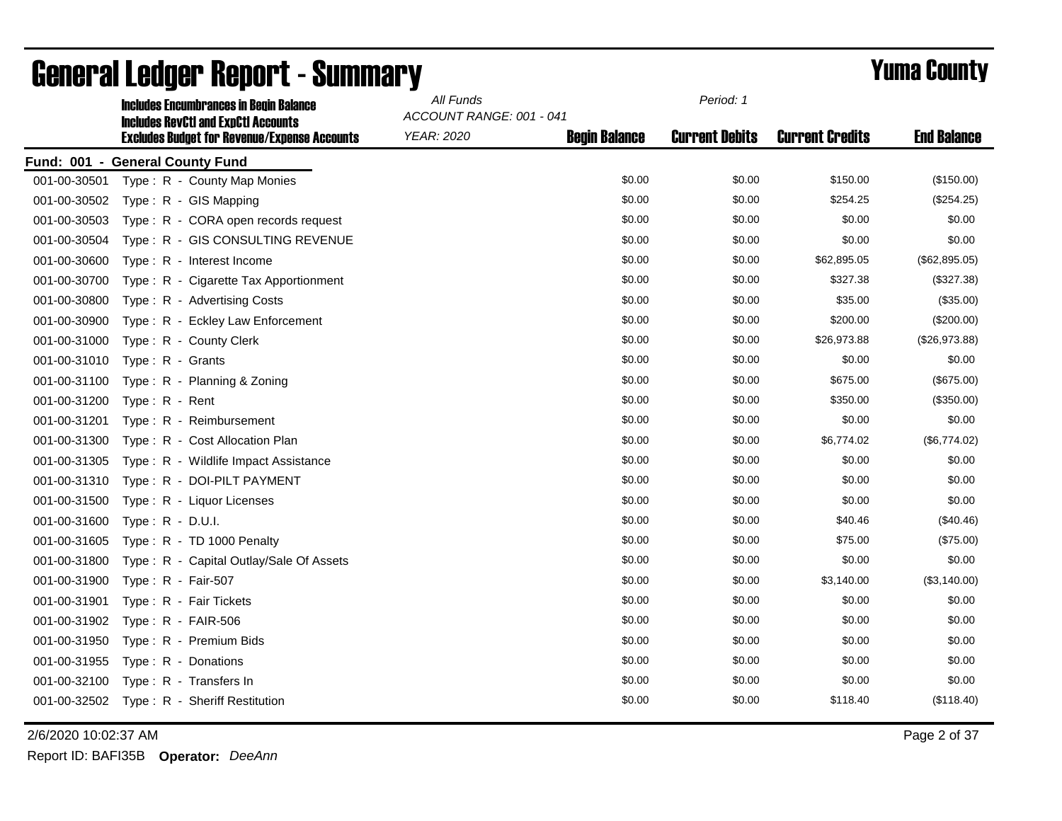# General Ledger Report - Summary

## Yuma County

**Includes Encumbrances in Begin Balance**
**Includes RevCtl and ExpCtl Accounts**
**Excludes Budget for Revenue/Expense Accounts**

*All Funds*
*ACCOUNT RANGE: 001 - 041*
*YEAR: 2020*
*Period: 1*

**Fund: 001 - General County Fund**

| Account | Description | Begin Balance | Current Debits | Current Credits | End Balance |
|---|---|---|---|---|---|
| 001-00-30501 | Type : R - County Map Monies | $0.00 | $0.00 | $150.00 | ($150.00) |
| 001-00-30502 | Type : R - GIS Mapping | $0.00 | $0.00 | $254.25 | ($254.25) |
| 001-00-30503 | Type : R - CORA open records request | $0.00 | $0.00 | $0.00 | $0.00 |
| 001-00-30504 | Type : R - GIS CONSULTING REVENUE | $0.00 | $0.00 | $0.00 | $0.00 |
| 001-00-30600 | Type : R - Interest Income | $0.00 | $0.00 | $62,895.05 | ($62,895.05) |
| 001-00-30700 | Type : R - Cigarette Tax Apportionment | $0.00 | $0.00 | $327.38 | ($327.38) |
| 001-00-30800 | Type : R - Advertising Costs | $0.00 | $0.00 | $35.00 | ($35.00) |
| 001-00-30900 | Type : R - Eckley Law Enforcement | $0.00 | $0.00 | $200.00 | ($200.00) |
| 001-00-31000 | Type : R - County Clerk | $0.00 | $0.00 | $26,973.88 | ($26,973.88) |
| 001-00-31010 | Type : R - Grants | $0.00 | $0.00 | $0.00 | $0.00 |
| 001-00-31100 | Type : R - Planning & Zoning | $0.00 | $0.00 | $675.00 | ($675.00) |
| 001-00-31200 | Type : R - Rent | $0.00 | $0.00 | $350.00 | ($350.00) |
| 001-00-31201 | Type : R - Reimbursement | $0.00 | $0.00 | $0.00 | $0.00 |
| 001-00-31300 | Type : R - Cost Allocation Plan | $0.00 | $0.00 | $6,774.02 | ($6,774.02) |
| 001-00-31305 | Type : R - Wildlife Impact Assistance | $0.00 | $0.00 | $0.00 | $0.00 |
| 001-00-31310 | Type : R - DOI-PILT PAYMENT | $0.00 | $0.00 | $0.00 | $0.00 |
| 001-00-31500 | Type : R - Liquor Licenses | $0.00 | $0.00 | $0.00 | $0.00 |
| 001-00-31600 | Type : R - D.U.I. | $0.00 | $0.00 | $40.46 | ($40.46) |
| 001-00-31605 | Type : R - TD 1000 Penalty | $0.00 | $0.00 | $75.00 | ($75.00) |
| 001-00-31800 | Type : R - Capital Outlay/Sale Of Assets | $0.00 | $0.00 | $0.00 | $0.00 |
| 001-00-31900 | Type : R - Fair-507 | $0.00 | $0.00 | $3,140.00 | ($3,140.00) |
| 001-00-31901 | Type : R - Fair Tickets | $0.00 | $0.00 | $0.00 | $0.00 |
| 001-00-31902 | Type : R - FAIR-506 | $0.00 | $0.00 | $0.00 | $0.00 |
| 001-00-31950 | Type : R - Premium Bids | $0.00 | $0.00 | $0.00 | $0.00 |
| 001-00-31955 | Type : R - Donations | $0.00 | $0.00 | $0.00 | $0.00 |
| 001-00-32100 | Type : R - Transfers In | $0.00 | $0.00 | $0.00 | $0.00 |
| 001-00-32502 | Type : R - Sheriff Restitution | $0.00 | $0.00 | $118.40 | ($118.40) |

2/6/2020 10:02:37 AM

Report ID: BAFI35B **Operator:** *DeeAnn*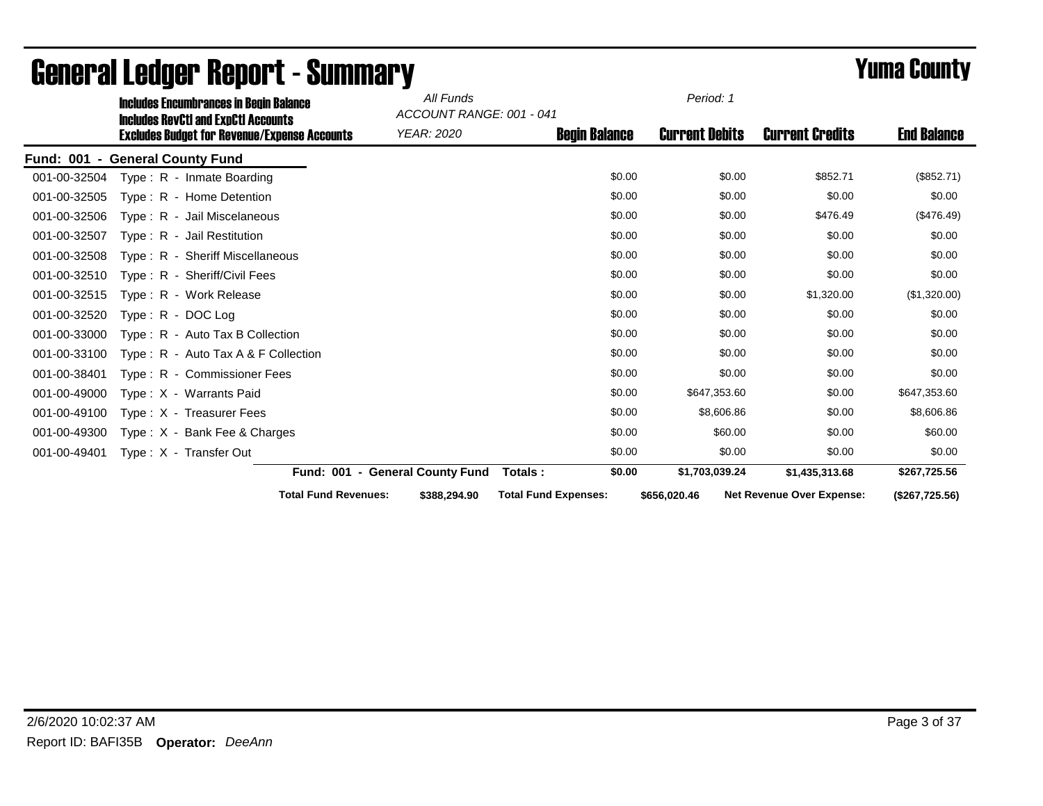# General Ledger Report - Summary

## Yuma County

**Includes Encumbrances in Begin Balance**
**Includes RevCtl and ExpCtl Accounts**
**Excludes Budget for Revenue/Expense Accounts**

*All Funds*
*ACCOUNT RANGE: 001 - 041*
*YEAR: 2020*
*Period: 1*

| Account | Description | Begin Balance | Current Debits | Current Credits | End Balance |
|---|---|---|---|---|---|
| **Fund: 001 - General County Fund** | | | | | |
| 001-00-32504 | Type : R - Inmate Boarding | $0.00 | $0.00 | $852.71 | ($852.71) |
| 001-00-32505 | Type : R - Home Detention | $0.00 | $0.00 | $0.00 | $0.00 |
| 001-00-32506 | Type : R - Jail Miscelaneous | $0.00 | $0.00 | $476.49 | ($476.49) |
| 001-00-32507 | Type : R - Jail Restitution | $0.00 | $0.00 | $0.00 | $0.00 |
| 001-00-32508 | Type : R - Sheriff Miscellaneous | $0.00 | $0.00 | $0.00 | $0.00 |
| 001-00-32510 | Type : R - Sheriff/Civil Fees | $0.00 | $0.00 | $0.00 | $0.00 |
| 001-00-32515 | Type : R - Work Release | $0.00 | $0.00 | $1,320.00 | ($1,320.00) |
| 001-00-32520 | Type : R - DOC Log | $0.00 | $0.00 | $0.00 | $0.00 |
| 001-00-33000 | Type : R - Auto Tax B Collection | $0.00 | $0.00 | $0.00 | $0.00 |
| 001-00-33100 | Type : R - Auto Tax A & F Collection | $0.00 | $0.00 | $0.00 | $0.00 |
| 001-00-38401 | Type : R - Commissioner Fees | $0.00 | $0.00 | $0.00 | $0.00 |
| 001-00-49000 | Type : X - Warrants Paid | $0.00 | $647,353.60 | $0.00 | $647,353.60 |
| 001-00-49100 | Type : X - Treasurer Fees | $0.00 | $8,606.86 | $0.00 | $8,606.86 |
| 001-00-49300 | Type : X - Bank Fee & Charges | $0.00 | $60.00 | $0.00 | $60.00 |
| 001-00-49401 | Type : X - Transfer Out | $0.00 | $0.00 | $0.00 | $0.00 |
| | **Fund: 001 - General County Fund Totals :** | **$0.00** | **$1,703,039.24** | **$1,435,313.68** | **$267,725.56** |

**Total Fund Revenues:** $388,294.90 **Total Fund Expenses:** $656,020.46 **Net Revenue Over Expense:** ($267,725.56)

2/6/2020 10:02:37 AM

Report ID: BAFI35B **Operator:** *DeeAnn*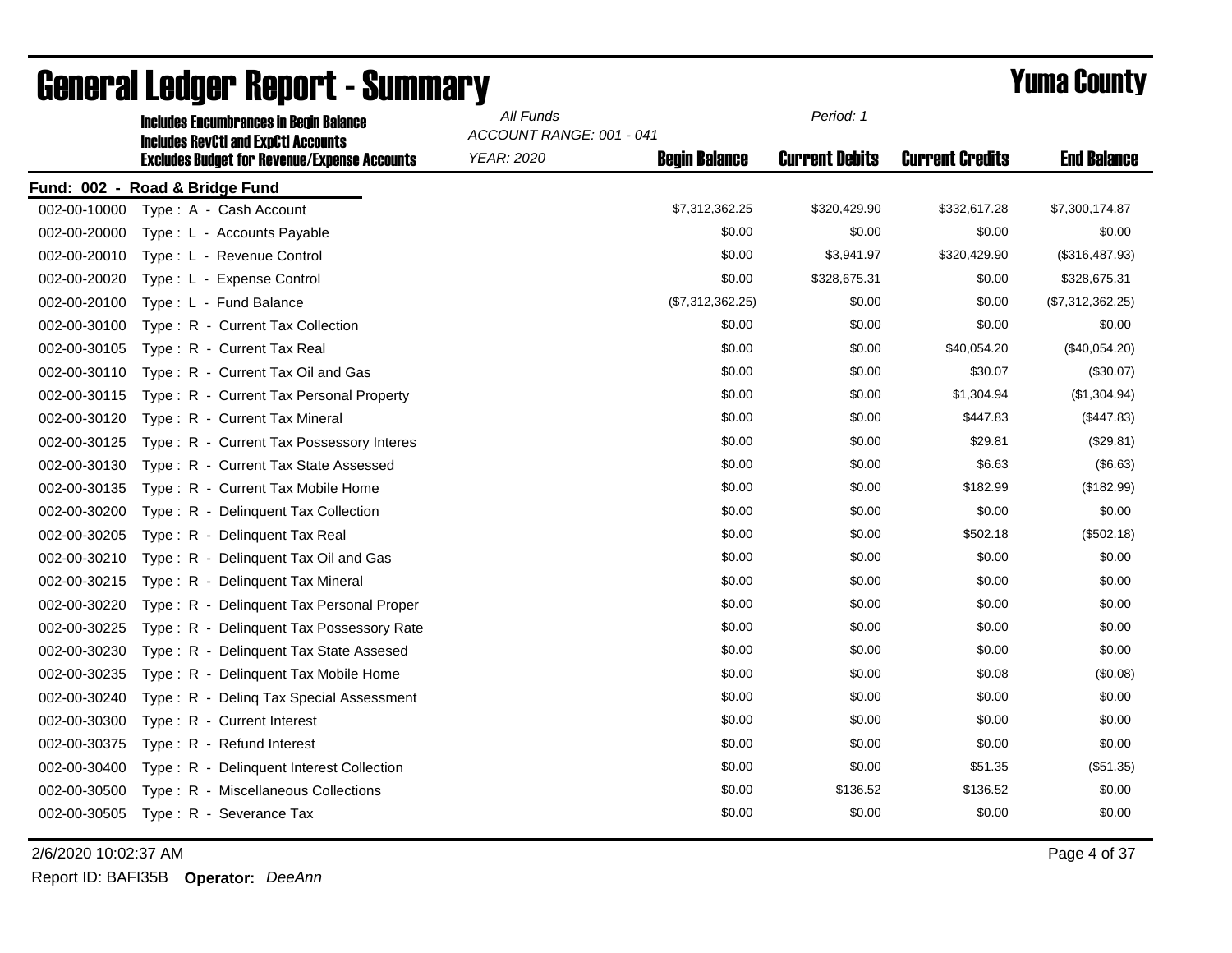# General Ledger Report - Summary

## Yuma County

**Includes Encumbrances in Begin Balance**
**Includes RevCtl and ExpCtl Accounts**
**Excludes Budget for Revenue/Expense Accounts**

*All Funds*
*ACCOUNT RANGE: 001 - 041*
*YEAR: 2020*
*Period: 1*

**Fund: 002 - Road & Bridge Fund**

| Account | Description | Begin Balance | Current Debits | Current Credits | End Balance |
|---|---|---|---|---|---|
| 002-00-10000 | Type : A - Cash Account | $7,312,362.25 | $320,429.90 | $332,617.28 | $7,300,174.87 |
| 002-00-20000 | Type : L - Accounts Payable | $0.00 | $0.00 | $0.00 | $0.00 |
| 002-00-20010 | Type : L - Revenue Control | $0.00 | $3,941.97 | $320,429.90 | ($316,487.93) |
| 002-00-20020 | Type : L - Expense Control | $0.00 | $328,675.31 | $0.00 | $328,675.31 |
| 002-00-20100 | Type : L - Fund Balance | ($7,312,362.25) | $0.00 | $0.00 | ($7,312,362.25) |
| 002-00-30100 | Type : R - Current Tax Collection | $0.00 | $0.00 | $0.00 | $0.00 |
| 002-00-30105 | Type : R - Current Tax Real | $0.00 | $0.00 | $40,054.20 | ($40,054.20) |
| 002-00-30110 | Type : R - Current Tax Oil and Gas | $0.00 | $0.00 | $30.07 | ($30.07) |
| 002-00-30115 | Type : R - Current Tax Personal Property | $0.00 | $0.00 | $1,304.94 | ($1,304.94) |
| 002-00-30120 | Type : R - Current Tax Mineral | $0.00 | $0.00 | $447.83 | ($447.83) |
| 002-00-30125 | Type : R - Current Tax Possessory Interes | $0.00 | $0.00 | $29.81 | ($29.81) |
| 002-00-30130 | Type : R - Current Tax State Assessed | $0.00 | $0.00 | $6.63 | ($6.63) |
| 002-00-30135 | Type : R - Current Tax Mobile Home | $0.00 | $0.00 | $182.99 | ($182.99) |
| 002-00-30200 | Type : R - Delinquent Tax Collection | $0.00 | $0.00 | $0.00 | $0.00 |
| 002-00-30205 | Type : R - Delinquent Tax Real | $0.00 | $0.00 | $502.18 | ($502.18) |
| 002-00-30210 | Type : R - Delinquent Tax Oil and Gas | $0.00 | $0.00 | $0.00 | $0.00 |
| 002-00-30215 | Type : R - Delinquent Tax Mineral | $0.00 | $0.00 | $0.00 | $0.00 |
| 002-00-30220 | Type : R - Delinquent Tax Personal Proper | $0.00 | $0.00 | $0.00 | $0.00 |
| 002-00-30225 | Type : R - Delinquent Tax Possessory Rate | $0.00 | $0.00 | $0.00 | $0.00 |
| 002-00-30230 | Type : R - Delinquent Tax State Assesed | $0.00 | $0.00 | $0.00 | $0.00 |
| 002-00-30235 | Type : R - Delinquent Tax Mobile Home | $0.00 | $0.00 | $0.08 | ($0.08) |
| 002-00-30240 | Type : R - Delinq Tax Special Assessment | $0.00 | $0.00 | $0.00 | $0.00 |
| 002-00-30300 | Type : R - Current Interest | $0.00 | $0.00 | $0.00 | $0.00 |
| 002-00-30375 | Type : R - Refund Interest | $0.00 | $0.00 | $0.00 | $0.00 |
| 002-00-30400 | Type : R - Delinquent Interest Collection | $0.00 | $0.00 | $51.35 | ($51.35) |
| 002-00-30500 | Type : R - Miscellaneous Collections | $0.00 | $136.52 | $136.52 | $0.00 |
| 002-00-30505 | Type : R - Severance Tax | $0.00 | $0.00 | $0.00 | $0.00 |

2/6/2020 10:02:37 AM

Report ID: BAFI35B **Operator:** *DeeAnn*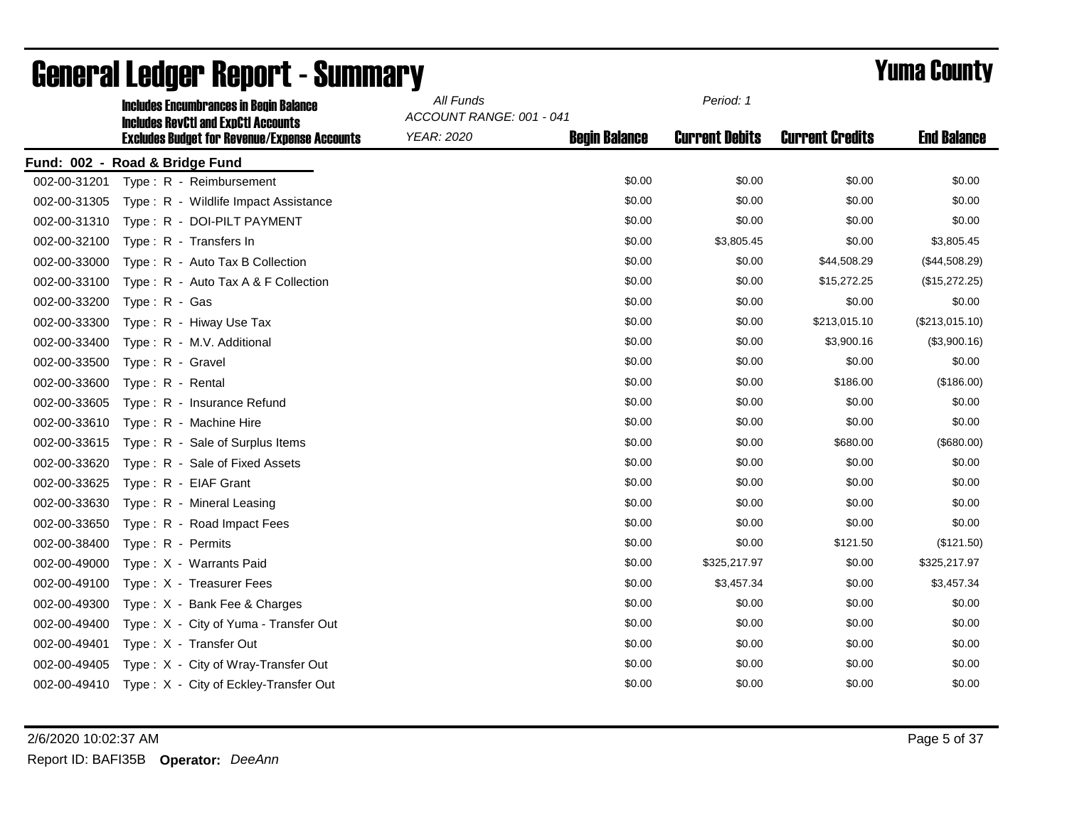# General Ledger Report - Summary

## Yuma County

**Includes Encumbrances in Begin Balance**
**Includes RevCtl and ExpCtl Accounts**
**Excludes Budget for Revenue/Expense Accounts**

*All Funds*
*ACCOUNT RANGE: 001 - 041*
*YEAR: 2020*
*Period: 1*

### Fund: 002 - Road & Bridge Fund

| Account | Description | Begin Balance | Current Debits | Current Credits | End Balance |
|---|---|---|---|---|---|
| 002-00-31201 | Type : R - Reimbursement | $0.00 | $0.00 | $0.00 | $0.00 |
| 002-00-31305 | Type : R - Wildlife Impact Assistance | $0.00 | $0.00 | $0.00 | $0.00 |
| 002-00-31310 | Type : R - DOI-PILT PAYMENT | $0.00 | $0.00 | $0.00 | $0.00 |
| 002-00-32100 | Type : R - Transfers In | $0.00 | $3,805.45 | $0.00 | $3,805.45 |
| 002-00-33000 | Type : R - Auto Tax B Collection | $0.00 | $0.00 | $44,508.29 | ($44,508.29) |
| 002-00-33100 | Type : R - Auto Tax A & F Collection | $0.00 | $0.00 | $15,272.25 | ($15,272.25) |
| 002-00-33200 | Type : R - Gas | $0.00 | $0.00 | $0.00 | $0.00 |
| 002-00-33300 | Type : R - Hiway Use Tax | $0.00 | $0.00 | $213,015.10 | ($213,015.10) |
| 002-00-33400 | Type : R - M.V. Additional | $0.00 | $0.00 | $3,900.16 | ($3,900.16) |
| 002-00-33500 | Type : R - Gravel | $0.00 | $0.00 | $0.00 | $0.00 |
| 002-00-33600 | Type : R - Rental | $0.00 | $0.00 | $186.00 | ($186.00) |
| 002-00-33605 | Type : R - Insurance Refund | $0.00 | $0.00 | $0.00 | $0.00 |
| 002-00-33610 | Type : R - Machine Hire | $0.00 | $0.00 | $0.00 | $0.00 |
| 002-00-33615 | Type : R - Sale of Surplus Items | $0.00 | $0.00 | $680.00 | ($680.00) |
| 002-00-33620 | Type : R - Sale of Fixed Assets | $0.00 | $0.00 | $0.00 | $0.00 |
| 002-00-33625 | Type : R - EIAF Grant | $0.00 | $0.00 | $0.00 | $0.00 |
| 002-00-33630 | Type : R - Mineral Leasing | $0.00 | $0.00 | $0.00 | $0.00 |
| 002-00-33650 | Type : R - Road Impact Fees | $0.00 | $0.00 | $0.00 | $0.00 |
| 002-00-38400 | Type : R - Permits | $0.00 | $0.00 | $121.50 | ($121.50) |
| 002-00-49000 | Type : X - Warrants Paid | $0.00 | $325,217.97 | $0.00 | $325,217.97 |
| 002-00-49100 | Type : X - Treasurer Fees | $0.00 | $3,457.34 | $0.00 | $3,457.34 |
| 002-00-49300 | Type : X - Bank Fee & Charges | $0.00 | $0.00 | $0.00 | $0.00 |
| 002-00-49400 | Type : X - City of Yuma - Transfer Out | $0.00 | $0.00 | $0.00 | $0.00 |
| 002-00-49401 | Type : X - Transfer Out | $0.00 | $0.00 | $0.00 | $0.00 |
| 002-00-49405 | Type : X - City of Wray-Transfer Out | $0.00 | $0.00 | $0.00 | $0.00 |
| 002-00-49410 | Type : X - City of Eckley-Transfer Out | $0.00 | $0.00 | $0.00 | $0.00 |

2/6/2020 10:02:37 AM

Report ID: BAFI35B **Operator:** *DeeAnn*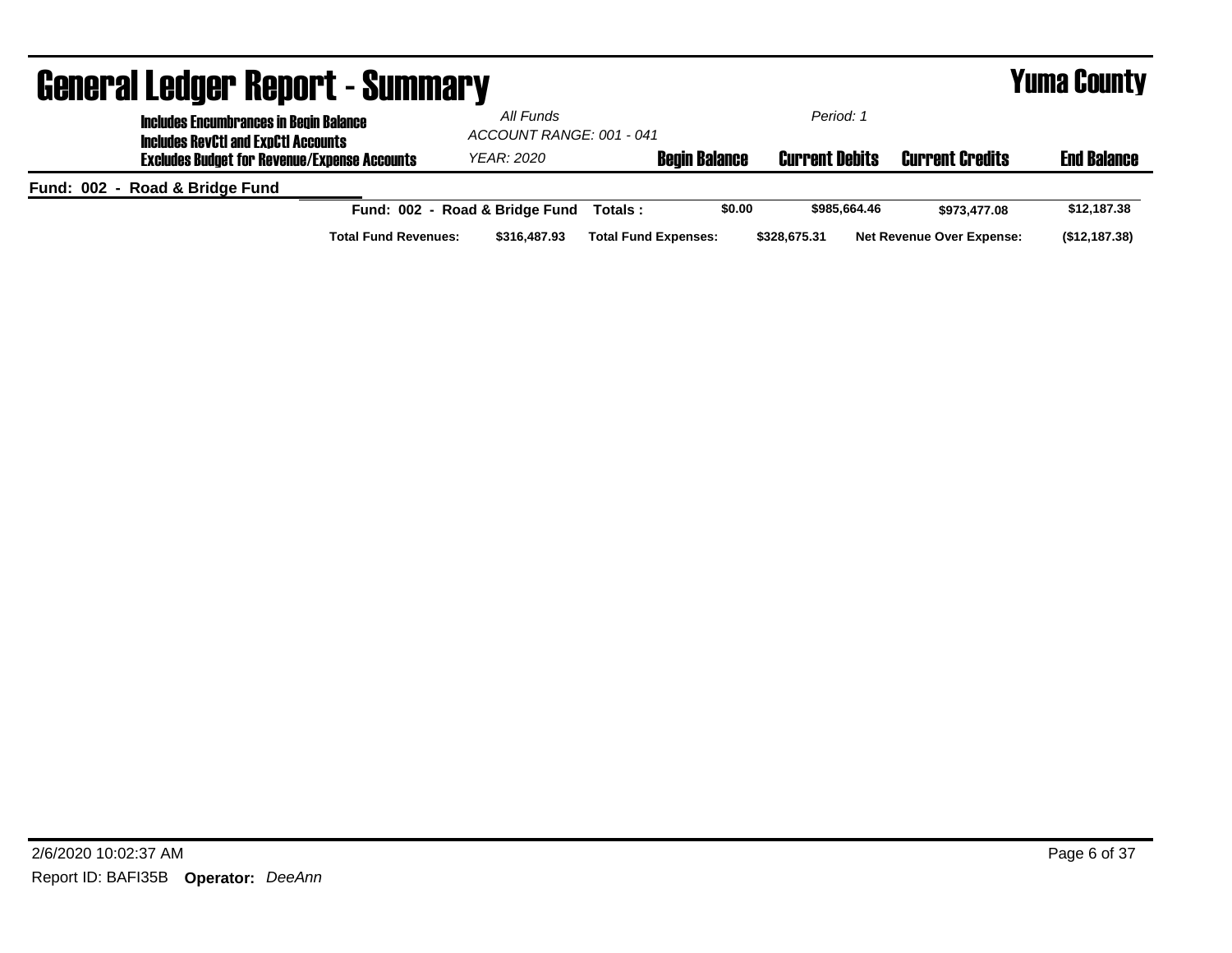# General Ledger Report - Summary

## Yuma County

**Includes Encumbrances in Begin Balance**
**Includes RevCtl and ExpCtl Accounts**
**Excludes Budget for Revenue/Expense Accounts**

*All Funds*
*ACCOUNT RANGE: 001 - 041*
*YEAR: 2020*

*Period: 1*

| | Begin Balance | Current Debits | Current Credits | End Balance |
|---|---|---|---|---|
| **Fund: 002 - Road & Bridge Fund** | | | | |
| **Fund: 002 - Road & Bridge Fund Totals :** | **$0.00** | **$985,664.46** | **$973,477.08** | **$12,187.38** |

| Total Fund Revenues: | $316,487.93 | Total Fund Expenses: | $328,675.31 | Net Revenue Over Expense: | ($12,187.38) |
|---|---|---|---|---|---|

2/6/2020 10:02:37 AM

Report ID: BAFI35B **Operator:** *DeeAnn*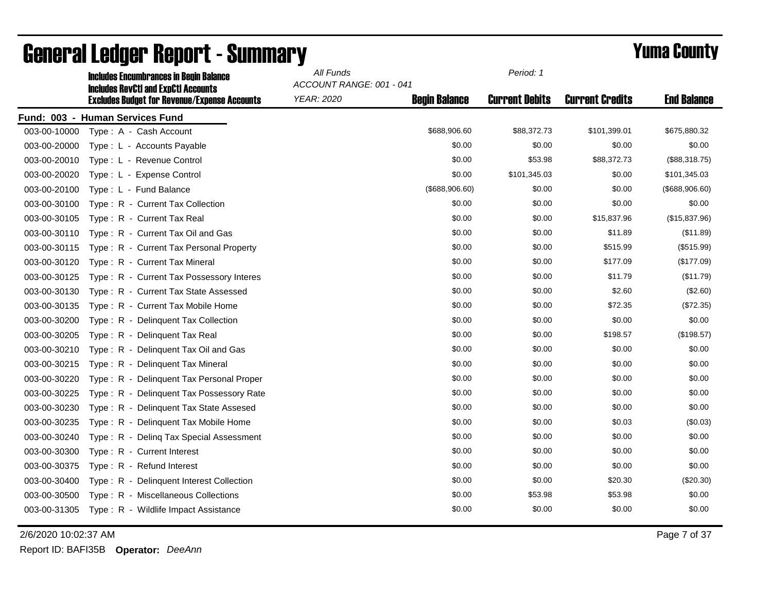# General Ledger Report - Summary

# Yuma County

**Includes Encumbrances in Begin Balance**
**Includes RevCtl and ExpCtl Accounts**
**Excludes Budget for Revenue/Expense Accounts**

*All Funds*
*ACCOUNT RANGE: 001 - 041*
*YEAR: 2020*
*Period: 1*

## Fund: 003 - Human Services Fund

| Account | Description | Begin Balance | Current Debits | Current Credits | End Balance |
|---|---|---|---|---|---|
| 003-00-10000 | Type : A - Cash Account | $688,906.60 | $88,372.73 | $101,399.01 | $675,880.32 |
| 003-00-20000 | Type : L - Accounts Payable | $0.00 | $0.00 | $0.00 | $0.00 |
| 003-00-20010 | Type : L - Revenue Control | $0.00 | $53.98 | $88,372.73 | ($88,318.75) |
| 003-00-20020 | Type : L - Expense Control | $0.00 | $101,345.03 | $0.00 | $101,345.03 |
| 003-00-20100 | Type : L - Fund Balance | ($688,906.60) | $0.00 | $0.00 | ($688,906.60) |
| 003-00-30100 | Type : R - Current Tax Collection | $0.00 | $0.00 | $0.00 | $0.00 |
| 003-00-30105 | Type : R - Current Tax Real | $0.00 | $0.00 | $15,837.96 | ($15,837.96) |
| 003-00-30110 | Type : R - Current Tax Oil and Gas | $0.00 | $0.00 | $11.89 | ($11.89) |
| 003-00-30115 | Type : R - Current Tax Personal Property | $0.00 | $0.00 | $515.99 | ($515.99) |
| 003-00-30120 | Type : R - Current Tax Mineral | $0.00 | $0.00 | $177.09 | ($177.09) |
| 003-00-30125 | Type : R - Current Tax Possessory Interes | $0.00 | $0.00 | $11.79 | ($11.79) |
| 003-00-30130 | Type : R - Current Tax State Assessed | $0.00 | $0.00 | $2.60 | ($2.60) |
| 003-00-30135 | Type : R - Current Tax Mobile Home | $0.00 | $0.00 | $72.35 | ($72.35) |
| 003-00-30200 | Type : R - Delinquent Tax Collection | $0.00 | $0.00 | $0.00 | $0.00 |
| 003-00-30205 | Type : R - Delinquent Tax Real | $0.00 | $0.00 | $198.57 | ($198.57) |
| 003-00-30210 | Type : R - Delinquent Tax Oil and Gas | $0.00 | $0.00 | $0.00 | $0.00 |
| 003-00-30215 | Type : R - Delinquent Tax Mineral | $0.00 | $0.00 | $0.00 | $0.00 |
| 003-00-30220 | Type : R - Delinquent Tax Personal Proper | $0.00 | $0.00 | $0.00 | $0.00 |
| 003-00-30225 | Type : R - Delinquent Tax Possessory Rate | $0.00 | $0.00 | $0.00 | $0.00 |
| 003-00-30230 | Type : R - Delinquent Tax State Assesed | $0.00 | $0.00 | $0.00 | $0.00 |
| 003-00-30235 | Type : R - Delinquent Tax Mobile Home | $0.00 | $0.00 | $0.03 | ($0.03) |
| 003-00-30240 | Type : R - Delinq Tax Special Assessment | $0.00 | $0.00 | $0.00 | $0.00 |
| 003-00-30300 | Type : R - Current Interest | $0.00 | $0.00 | $0.00 | $0.00 |
| 003-00-30375 | Type : R - Refund Interest | $0.00 | $0.00 | $0.00 | $0.00 |
| 003-00-30400 | Type : R - Delinquent Interest Collection | $0.00 | $0.00 | $20.30 | ($20.30) |
| 003-00-30500 | Type : R - Miscellaneous Collections | $0.00 | $53.98 | $53.98 | $0.00 |
| 003-00-31305 | Type : R - Wildlife Impact Assistance | $0.00 | $0.00 | $0.00 | $0.00 |

2/6/2020 10:02:37 AM

Report ID: BAFI35B **Operator:** *DeeAnn*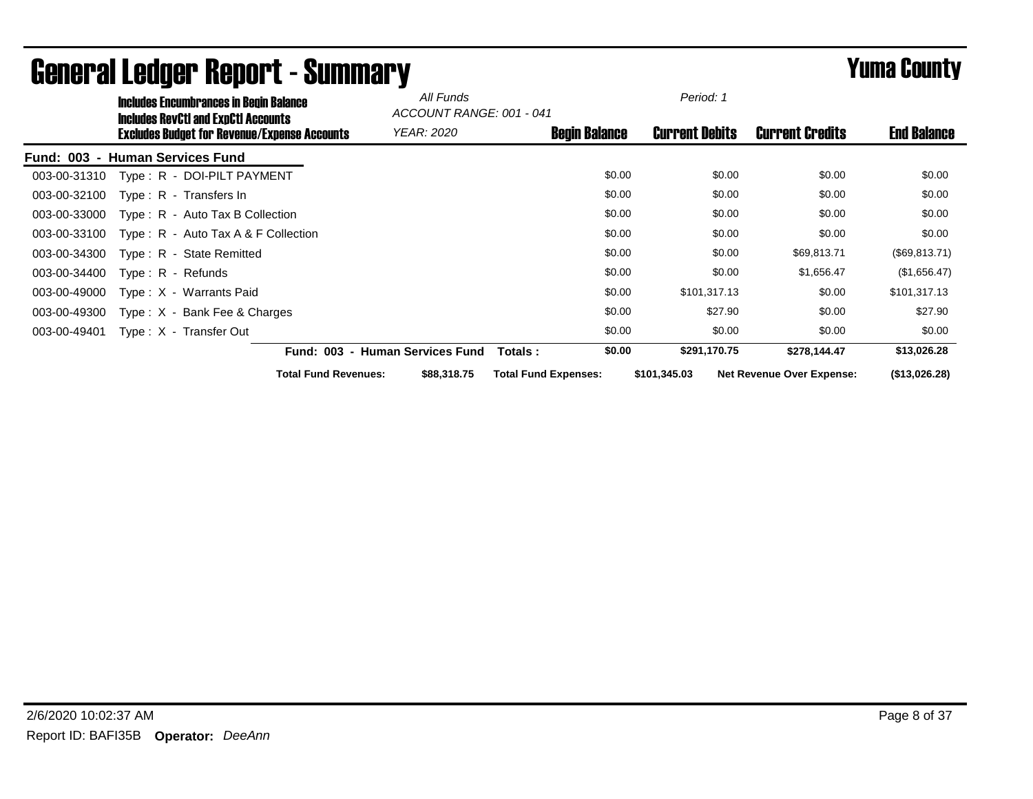# General Ledger Report - Summary

# Yuma County

**Includes Encumbrances in Begin Balance**
**Includes RevCtl and ExpCtl Accounts**
**Excludes Budget for Revenue/Expense Accounts**

*All Funds*
*ACCOUNT RANGE: 001 - 041*
*YEAR: 2020*

*Period: 1*

## Fund: 003 - Human Services Fund

| Account | Description | Begin Balance | Current Debits | Current Credits | End Balance |
|---|---|---|---|---|---|
| 003-00-31310 | Type : R - DOI-PILT PAYMENT | $0.00 | $0.00 | $0.00 | $0.00 |
| 003-00-32100 | Type : R - Transfers In | $0.00 | $0.00 | $0.00 | $0.00 |
| 003-00-33000 | Type : R - Auto Tax B Collection | $0.00 | $0.00 | $0.00 | $0.00 |
| 003-00-33100 | Type : R - Auto Tax A & F Collection | $0.00 | $0.00 | $0.00 | $0.00 |
| 003-00-34300 | Type : R - State Remitted | $0.00 | $0.00 | $69,813.71 | ($69,813.71) |
| 003-00-34400 | Type : R - Refunds | $0.00 | $0.00 | $1,656.47 | ($1,656.47) |
| 003-00-49000 | Type : X - Warrants Paid | $0.00 | $101,317.13 | $0.00 | $101,317.13 |
| 003-00-49300 | Type : X - Bank Fee & Charges | $0.00 | $27.90 | $0.00 | $27.90 |
| 003-00-49401 | Type : X - Transfer Out | $0.00 | $0.00 | $0.00 | $0.00 |
| | **Fund: 003 - Human Services Fund Totals :** | **$0.00** | **$291,170.75** | **$278,144.47** | **$13,026.28** |

**Total Fund Revenues:** **$88,318.75** **Total Fund Expenses:** **$101,345.03** **Net Revenue Over Expense:** **($13,026.28)**

2/6/2020 10:02:37 AM

Report ID: BAFI35B **Operator:** *DeeAnn*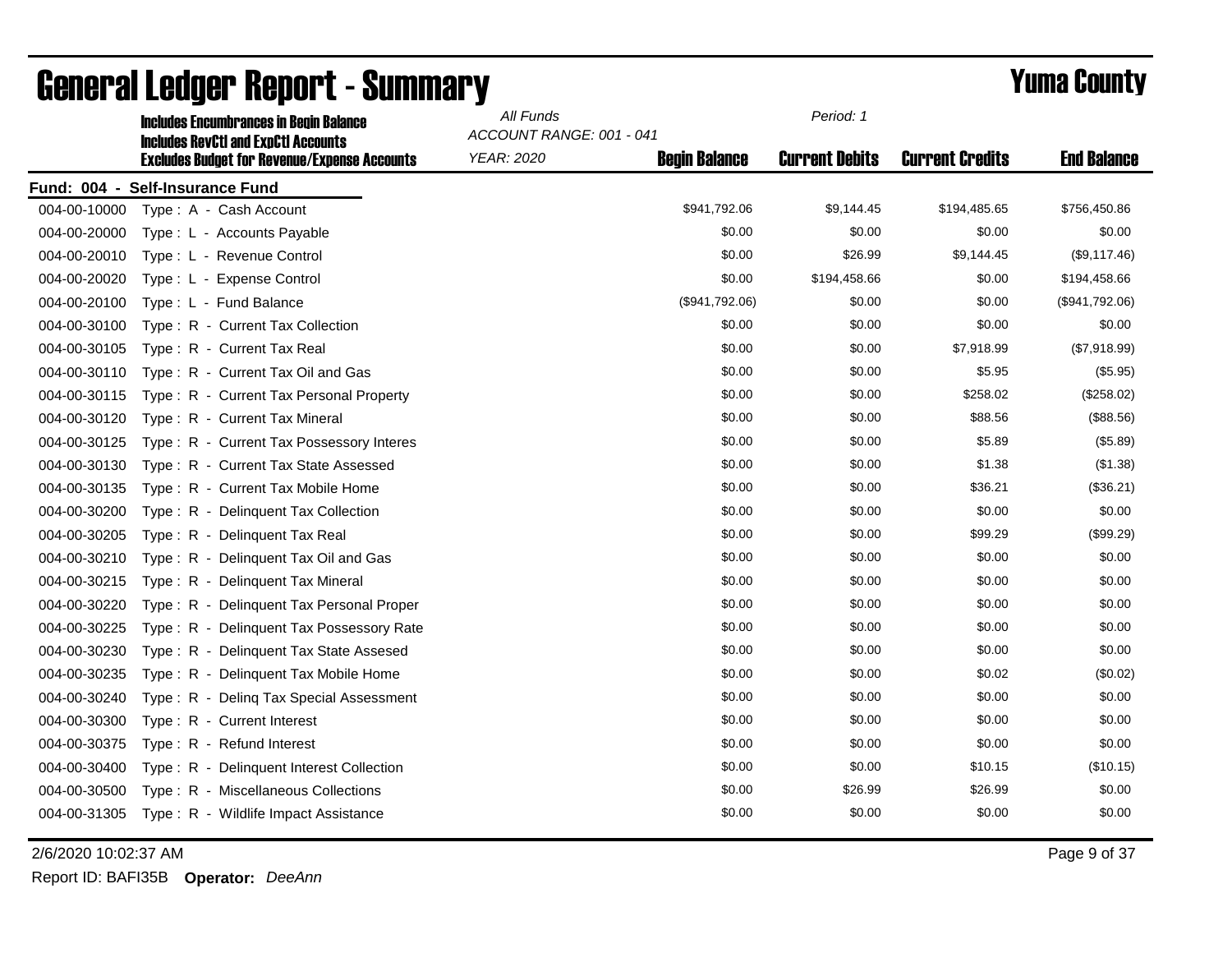# General Ledger Report - Summary

# Yuma County

**Includes Encumbrances in Begin Balance**
**Includes RevCtl and ExpCtl Accounts**
**Excludes Budget for Revenue/Expense Accounts**

*All Funds*
*ACCOUNT RANGE: 001 - 041*
*YEAR: 2020*
*Period: 1*

**Fund: 004 - Self-Insurance Fund**

| Account | Description | Begin Balance | Current Debits | Current Credits | End Balance |
|---|---|---|---|---|---|
| 004-00-10000 | Type : A - Cash Account | $941,792.06 | $9,144.45 | $194,485.65 | $756,450.86 |
| 004-00-20000 | Type : L - Accounts Payable | $0.00 | $0.00 | $0.00 | $0.00 |
| 004-00-20010 | Type : L - Revenue Control | $0.00 | $26.99 | $9,144.45 | ($9,117.46) |
| 004-00-20020 | Type : L - Expense Control | $0.00 | $194,458.66 | $0.00 | $194,458.66 |
| 004-00-20100 | Type : L - Fund Balance | ($941,792.06) | $0.00 | $0.00 | ($941,792.06) |
| 004-00-30100 | Type : R - Current Tax Collection | $0.00 | $0.00 | $0.00 | $0.00 |
| 004-00-30105 | Type : R - Current Tax Real | $0.00 | $0.00 | $7,918.99 | ($7,918.99) |
| 004-00-30110 | Type : R - Current Tax Oil and Gas | $0.00 | $0.00 | $5.95 | ($5.95) |
| 004-00-30115 | Type : R - Current Tax Personal Property | $0.00 | $0.00 | $258.02 | ($258.02) |
| 004-00-30120 | Type : R - Current Tax Mineral | $0.00 | $0.00 | $88.56 | ($88.56) |
| 004-00-30125 | Type : R - Current Tax Possessory Interes | $0.00 | $0.00 | $5.89 | ($5.89) |
| 004-00-30130 | Type : R - Current Tax State Assessed | $0.00 | $0.00 | $1.38 | ($1.38) |
| 004-00-30135 | Type : R - Current Tax Mobile Home | $0.00 | $0.00 | $36.21 | ($36.21) |
| 004-00-30200 | Type : R - Delinquent Tax Collection | $0.00 | $0.00 | $0.00 | $0.00 |
| 004-00-30205 | Type : R - Delinquent Tax Real | $0.00 | $0.00 | $99.29 | ($99.29) |
| 004-00-30210 | Type : R - Delinquent Tax Oil and Gas | $0.00 | $0.00 | $0.00 | $0.00 |
| 004-00-30215 | Type : R - Delinquent Tax Mineral | $0.00 | $0.00 | $0.00 | $0.00 |
| 004-00-30220 | Type : R - Delinquent Tax Personal Proper | $0.00 | $0.00 | $0.00 | $0.00 |
| 004-00-30225 | Type : R - Delinquent Tax Possessory Rate | $0.00 | $0.00 | $0.00 | $0.00 |
| 004-00-30230 | Type : R - Delinquent Tax State Assesed | $0.00 | $0.00 | $0.00 | $0.00 |
| 004-00-30235 | Type : R - Delinquent Tax Mobile Home | $0.00 | $0.00 | $0.02 | ($0.02) |
| 004-00-30240 | Type : R - Delinq Tax Special Assessment | $0.00 | $0.00 | $0.00 | $0.00 |
| 004-00-30300 | Type : R - Current Interest | $0.00 | $0.00 | $0.00 | $0.00 |
| 004-00-30375 | Type : R - Refund Interest | $0.00 | $0.00 | $0.00 | $0.00 |
| 004-00-30400 | Type : R - Delinquent Interest Collection | $0.00 | $0.00 | $10.15 | ($10.15) |
| 004-00-30500 | Type : R - Miscellaneous Collections | $0.00 | $26.99 | $26.99 | $0.00 |
| 004-00-31305 | Type : R - Wildlife Impact Assistance | $0.00 | $0.00 | $0.00 | $0.00 |

2/6/2020 10:02:37 AM

Report ID: BAFI35B **Operator:** *DeeAnn*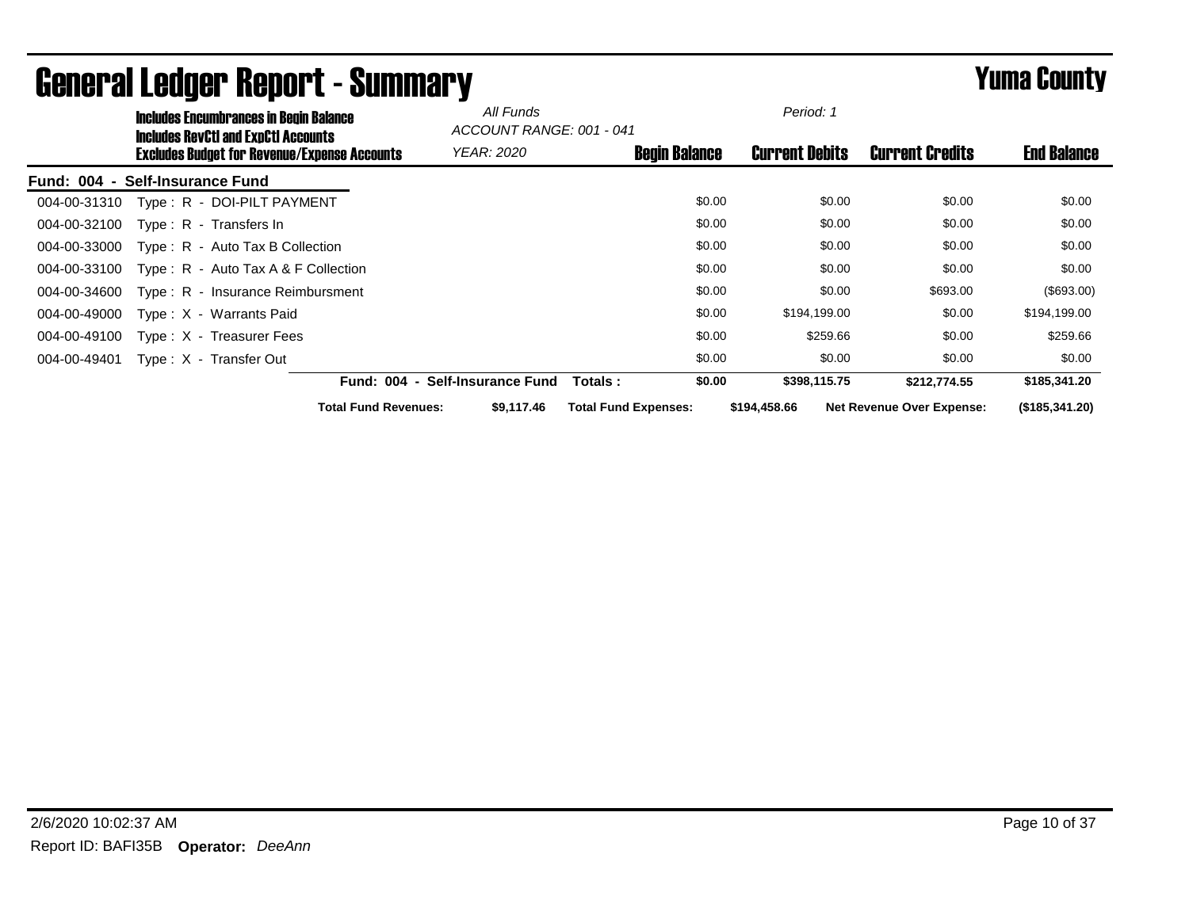# General Ledger Report - Summary

**Yuma County**

**Includes Encumbrances in Begin Balance**
**Includes RevCtl and ExpCtl Accounts**
**Excludes Budget for Revenue/Expense Accounts**

*All Funds*
*ACCOUNT RANGE: 001 - 041*
*YEAR: 2020*
*Period: 1*

**Fund: 004 - Self-Insurance Fund**

| Account | Description | Begin Balance | Current Debits | Current Credits | End Balance |
|---|---|---|---|---|---|
| 004-00-31310 | Type : R - DOI-PILT PAYMENT | $0.00 | $0.00 | $0.00 | $0.00 |
| 004-00-32100 | Type : R - Transfers In | $0.00 | $0.00 | $0.00 | $0.00 |
| 004-00-33000 | Type : R - Auto Tax B Collection | $0.00 | $0.00 | $0.00 | $0.00 |
| 004-00-33100 | Type : R - Auto Tax A & F Collection | $0.00 | $0.00 | $0.00 | $0.00 |
| 004-00-34600 | Type : R - Insurance Reimbursment | $0.00 | $0.00 | $693.00 | ($693.00) |
| 004-00-49000 | Type : X - Warrants Paid | $0.00 | $194,199.00 | $0.00 | $194,199.00 |
| 004-00-49100 | Type : X - Treasurer Fees | $0.00 | $259.66 | $0.00 | $259.66 |
| 004-00-49401 | Type : X - Transfer Out | $0.00 | $0.00 | $0.00 | $0.00 |
| | **Fund: 004 - Self-Insurance Fund Totals :** | **$0.00** | **$398,115.75** | **$212,774.55** | **$185,341.20** |

**Total Fund Revenues:** $9,117.46 **Total Fund Expenses:** $194,458.66 **Net Revenue Over Expense:** ($185,341.20)

2/6/2020 10:02:37 AM

Report ID: BAFI35B **Operator:** *DeeAnn*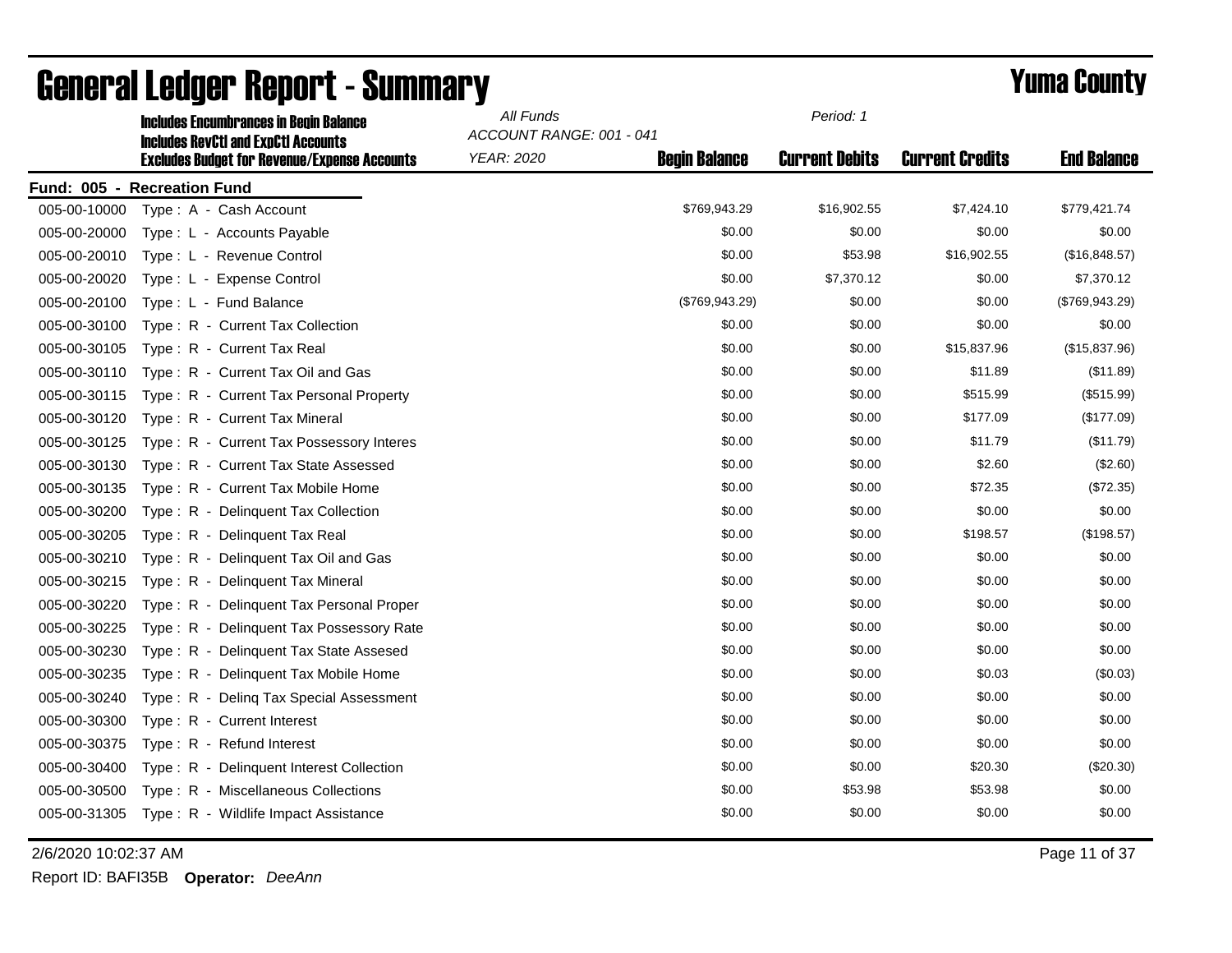# General Ledger Report - Summary

## Yuma County

**Includes Encumbrances in Begin Balance**
**Includes RevCtl and ExpCtl Accounts**
**Excludes Budget for Revenue/Expense Accounts**

*All Funds*
*ACCOUNT RANGE: 001 - 041*
*YEAR: 2020*
*Period: 1*

**Fund: 005 - Recreation Fund**

| Account | Description | Begin Balance | Current Debits | Current Credits | End Balance |
|---|---|---|---|---|---|
| 005-00-10000 | Type : A - Cash Account | $769,943.29 | $16,902.55 | $7,424.10 | $779,421.74 |
| 005-00-20000 | Type : L - Accounts Payable | $0.00 | $0.00 | $0.00 | $0.00 |
| 005-00-20010 | Type : L - Revenue Control | $0.00 | $53.98 | $16,902.55 | ($16,848.57) |
| 005-00-20020 | Type : L - Expense Control | $0.00 | $7,370.12 | $0.00 | $7,370.12 |
| 005-00-20100 | Type : L - Fund Balance | ($769,943.29) | $0.00 | $0.00 | ($769,943.29) |
| 005-00-30100 | Type : R - Current Tax Collection | $0.00 | $0.00 | $0.00 | $0.00 |
| 005-00-30105 | Type : R - Current Tax Real | $0.00 | $0.00 | $15,837.96 | ($15,837.96) |
| 005-00-30110 | Type : R - Current Tax Oil and Gas | $0.00 | $0.00 | $11.89 | ($11.89) |
| 005-00-30115 | Type : R - Current Tax Personal Property | $0.00 | $0.00 | $515.99 | ($515.99) |
| 005-00-30120 | Type : R - Current Tax Mineral | $0.00 | $0.00 | $177.09 | ($177.09) |
| 005-00-30125 | Type : R - Current Tax Possessory Interes | $0.00 | $0.00 | $11.79 | ($11.79) |
| 005-00-30130 | Type : R - Current Tax State Assessed | $0.00 | $0.00 | $2.60 | ($2.60) |
| 005-00-30135 | Type : R - Current Tax Mobile Home | $0.00 | $0.00 | $72.35 | ($72.35) |
| 005-00-30200 | Type : R - Delinquent Tax Collection | $0.00 | $0.00 | $0.00 | $0.00 |
| 005-00-30205 | Type : R - Delinquent Tax Real | $0.00 | $0.00 | $198.57 | ($198.57) |
| 005-00-30210 | Type : R - Delinquent Tax Oil and Gas | $0.00 | $0.00 | $0.00 | $0.00 |
| 005-00-30215 | Type : R - Delinquent Tax Mineral | $0.00 | $0.00 | $0.00 | $0.00 |
| 005-00-30220 | Type : R - Delinquent Tax Personal Proper | $0.00 | $0.00 | $0.00 | $0.00 |
| 005-00-30225 | Type : R - Delinquent Tax Possessory Rate | $0.00 | $0.00 | $0.00 | $0.00 |
| 005-00-30230 | Type : R - Delinquent Tax State Assesed | $0.00 | $0.00 | $0.00 | $0.00 |
| 005-00-30235 | Type : R - Delinquent Tax Mobile Home | $0.00 | $0.00 | $0.03 | ($0.03) |
| 005-00-30240 | Type : R - Delinq Tax Special Assessment | $0.00 | $0.00 | $0.00 | $0.00 |
| 005-00-30300 | Type : R - Current Interest | $0.00 | $0.00 | $0.00 | $0.00 |
| 005-00-30375 | Type : R - Refund Interest | $0.00 | $0.00 | $0.00 | $0.00 |
| 005-00-30400 | Type : R - Delinquent Interest Collection | $0.00 | $0.00 | $20.30 | ($20.30) |
| 005-00-30500 | Type : R - Miscellaneous Collections | $0.00 | $53.98 | $53.98 | $0.00 |
| 005-00-31305 | Type : R - Wildlife Impact Assistance | $0.00 | $0.00 | $0.00 | $0.00 |

2/6/2020 10:02:37 AM

Report ID: BAFI35B **Operator:** *DeeAnn*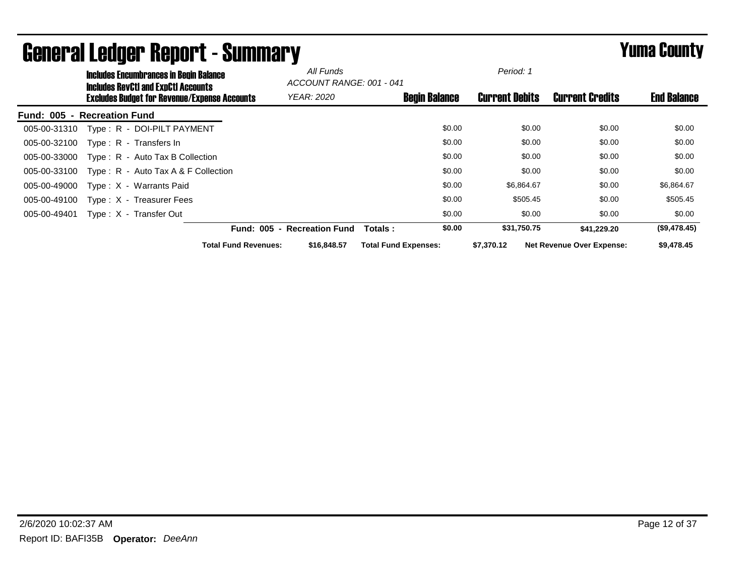# General Ledger Report - Summary

## Yuma County

**Includes Encumbrances in Begin Balance**
**Includes RevCtl and ExpCtl Accounts**
**Excludes Budget for Revenue/Expense Accounts**

*All Funds*
*ACCOUNT RANGE: 001 - 041*
*YEAR: 2020*
*Period: 1*

| Account | Description | Begin Balance | Current Debits | Current Credits | End Balance |
|---|---|---|---|---|---|
| **Fund: 005 - Recreation Fund** | | | | | |
| 005-00-31310 | Type : R - DOI-PILT PAYMENT | $0.00 | $0.00 | $0.00 | $0.00 |
| 005-00-32100 | Type : R - Transfers In | $0.00 | $0.00 | $0.00 | $0.00 |
| 005-00-33000 | Type : R - Auto Tax B Collection | $0.00 | $0.00 | $0.00 | $0.00 |
| 005-00-33100 | Type : R - Auto Tax A & F Collection | $0.00 | $0.00 | $0.00 | $0.00 |
| 005-00-49000 | Type : X - Warrants Paid | $0.00 | $6,864.67 | $0.00 | $6,864.67 |
| 005-00-49100 | Type : X - Treasurer Fees | $0.00 | $505.45 | $0.00 | $505.45 |
| 005-00-49401 | Type : X - Transfer Out | $0.00 | $0.00 | $0.00 | $0.00 |
| | **Fund: 005 - Recreation Fund Totals :** | **$0.00** | **$31,750.75** | **$41,229.20** | **($9,478.45)** |

**Total Fund Revenues:** $16,848.57 **Total Fund Expenses:** $7,370.12 **Net Revenue Over Expense:** $9,478.45

2/6/2020 10:02:37 AM

Report ID: BAFI35B **Operator:** *DeeAnn*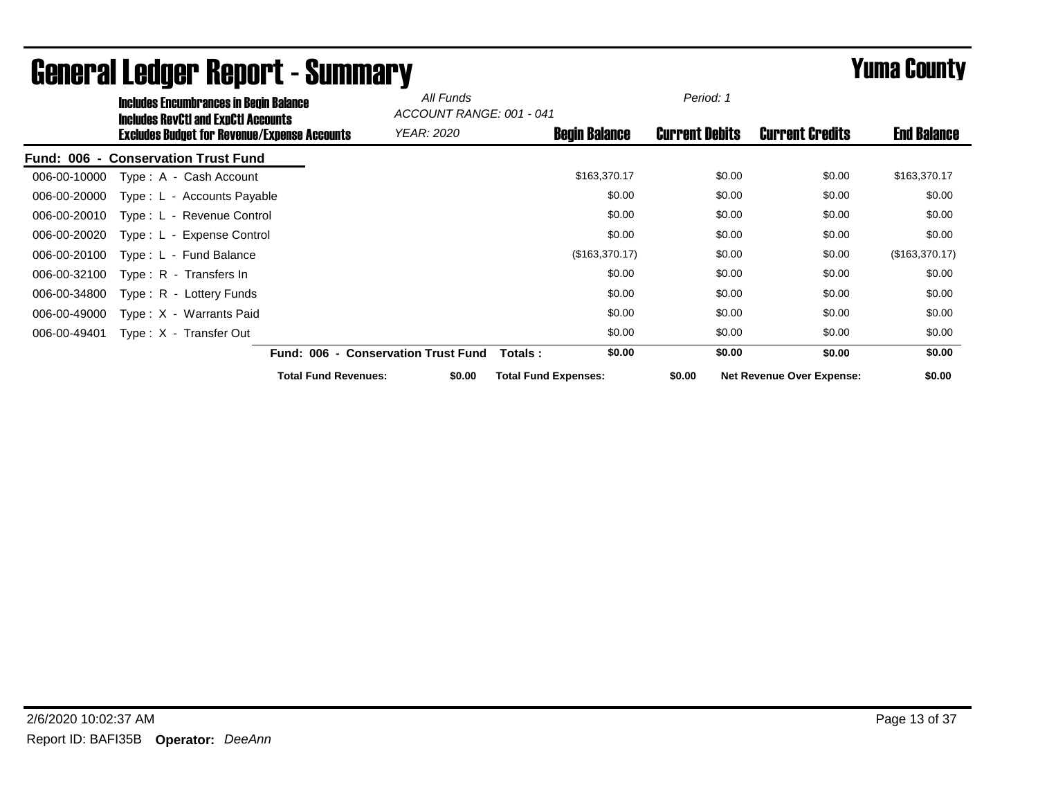# General Ledger Report - Summary

**Yuma County**

**Includes Encumbrances in Begin Balance**
**Includes RevCtl and ExpCtl Accounts**
**Excludes Budget for Revenue/Expense Accounts**

*All Funds*
*ACCOUNT RANGE: 001 - 041*
*YEAR: 2020*
*Period: 1*

| Account | Description | Begin Balance | Current Debits | Current Credits | End Balance |
|---|---|---|---|---|---|
| **Fund: 006 - Conservation Trust Fund** | | | | | |
| 006-00-10000 | Type : A - Cash Account | $163,370.17 | $0.00 | $0.00 | $163,370.17 |
| 006-00-20000 | Type : L - Accounts Payable | $0.00 | $0.00 | $0.00 | $0.00 |
| 006-00-20010 | Type : L - Revenue Control | $0.00 | $0.00 | $0.00 | $0.00 |
| 006-00-20020 | Type : L - Expense Control | $0.00 | $0.00 | $0.00 | $0.00 |
| 006-00-20100 | Type : L - Fund Balance | ($163,370.17) | $0.00 | $0.00 | ($163,370.17) |
| 006-00-32100 | Type : R - Transfers In | $0.00 | $0.00 | $0.00 | $0.00 |
| 006-00-34800 | Type : R - Lottery Funds | $0.00 | $0.00 | $0.00 | $0.00 |
| 006-00-49000 | Type : X - Warrants Paid | $0.00 | $0.00 | $0.00 | $0.00 |
| 006-00-49401 | Type : X - Transfer Out | $0.00 | $0.00 | $0.00 | $0.00 |
| | **Fund: 006 - Conservation Trust Fund Totals :** | **$0.00** | **$0.00** | **$0.00** | **$0.00** |

**Total Fund Revenues:** $0.00 **Total Fund Expenses:** $0.00 **Net Revenue Over Expense:** $0.00

2/6/2020 10:02:37 AM

Report ID: BAFI35B **Operator:** *DeeAnn*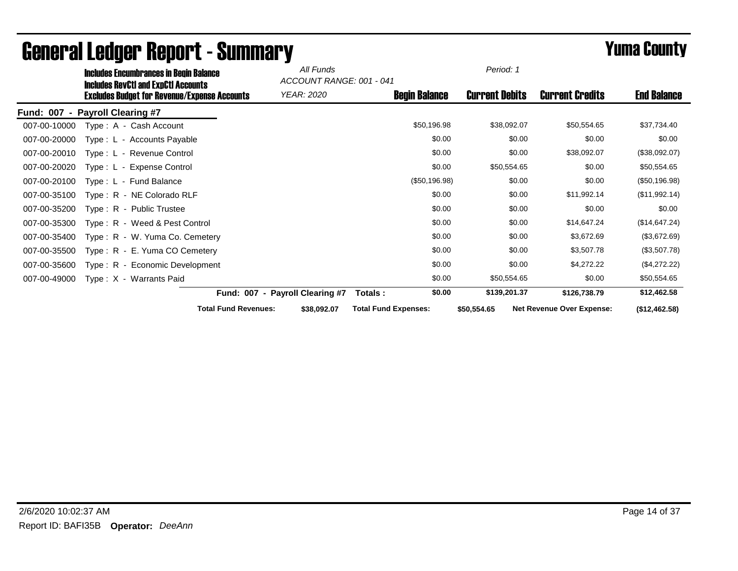# General Ledger Report - Summary

# Yuma County

**Includes Encumbrances in Begin Balance**
**Includes RevCtl and ExpCtl Accounts**
**Excludes Budget for Revenue/Expense Accounts**

*All Funds*
*ACCOUNT RANGE: 001 - 041*
*YEAR: 2020*

*Period: 1*

**Fund: 007 - Payroll Clearing #7**

| Account | Description | Begin Balance | Current Debits | Current Credits | End Balance |
|---|---|---|---|---|---|
| 007-00-10000 | Type : A - Cash Account | $50,196.98 | $38,092.07 | $50,554.65 | $37,734.40 |
| 007-00-20000 | Type : L - Accounts Payable | $0.00 | $0.00 | $0.00 | $0.00 |
| 007-00-20010 | Type : L - Revenue Control | $0.00 | $0.00 | $38,092.07 | ($38,092.07) |
| 007-00-20020 | Type : L - Expense Control | $0.00 | $50,554.65 | $0.00 | $50,554.65 |
| 007-00-20100 | Type : L - Fund Balance | ($50,196.98) | $0.00 | $0.00 | ($50,196.98) |
| 007-00-35100 | Type : R - NE Colorado RLF | $0.00 | $0.00 | $11,992.14 | ($11,992.14) |
| 007-00-35200 | Type : R - Public Trustee | $0.00 | $0.00 | $0.00 | $0.00 |
| 007-00-35300 | Type : R - Weed & Pest Control | $0.00 | $0.00 | $14,647.24 | ($14,647.24) |
| 007-00-35400 | Type : R - W. Yuma Co. Cemetery | $0.00 | $0.00 | $3,672.69 | ($3,672.69) |
| 007-00-35500 | Type : R - E. Yuma CO Cemetery | $0.00 | $0.00 | $3,507.78 | ($3,507.78) |
| 007-00-35600 | Type : R - Economic Development | $0.00 | $0.00 | $4,272.22 | ($4,272.22) |
| 007-00-49000 | Type : X - Warrants Paid | $0.00 | $50,554.65 | $0.00 | $50,554.65 |
| | **Fund: 007 - Payroll Clearing #7 Totals :** | **$0.00** | **$139,201.37** | **$126,738.79** | **$12,462.58** |

**Total Fund Revenues:** $38,092.07 **Total Fund Expenses:** $50,554.65 **Net Revenue Over Expense:** ($12,462.58)

2/6/2020 10:02:37 AM

Report ID: BAFI35B **Operator:** *DeeAnn*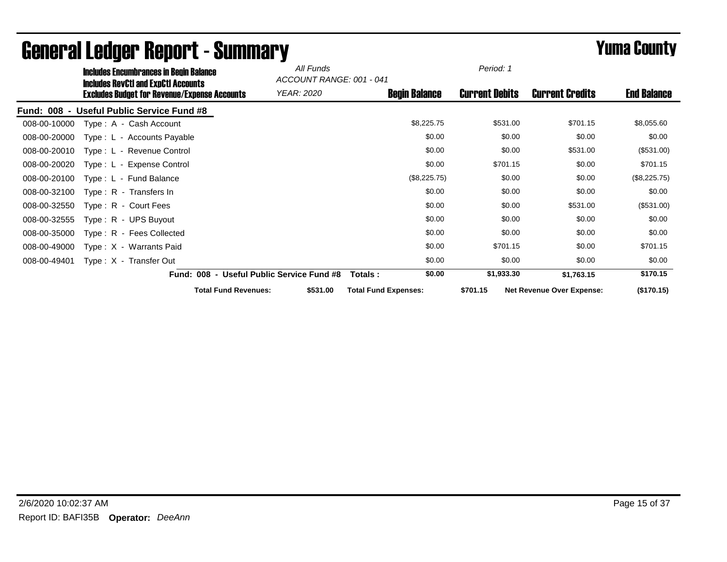# General Ledger Report - Summary

# Yuma County

**Includes Encumbrances in Begin Balance**
**Includes RevCtl and ExpCtl Accounts**
**Excludes Budget for Revenue/Expense Accounts**

*All Funds*
*ACCOUNT RANGE: 001 - 041*
*YEAR: 2020*

*Period: 1*

**Fund: 008 - Useful Public Service Fund #8**

| Account | Description | Begin Balance | Current Debits | Current Credits | End Balance |
|---|---|---|---|---|---|
| 008-00-10000 | Type : A - Cash Account | $8,225.75 | $531.00 | $701.15 | $8,055.60 |
| 008-00-20000 | Type : L - Accounts Payable | $0.00 | $0.00 | $0.00 | $0.00 |
| 008-00-20010 | Type : L - Revenue Control | $0.00 | $0.00 | $531.00 | ($531.00) |
| 008-00-20020 | Type : L - Expense Control | $0.00 | $701.15 | $0.00 | $701.15 |
| 008-00-20100 | Type : L - Fund Balance | ($8,225.75) | $0.00 | $0.00 | ($8,225.75) |
| 008-00-32100 | Type : R - Transfers In | $0.00 | $0.00 | $0.00 | $0.00 |
| 008-00-32550 | Type : R - Court Fees | $0.00 | $0.00 | $531.00 | ($531.00) |
| 008-00-32555 | Type : R - UPS Buyout | $0.00 | $0.00 | $0.00 | $0.00 |
| 008-00-35000 | Type : R - Fees Collected | $0.00 | $0.00 | $0.00 | $0.00 |
| 008-00-49000 | Type : X - Warrants Paid | $0.00 | $701.15 | $0.00 | $701.15 |
| 008-00-49401 | Type : X - Transfer Out | $0.00 | $0.00 | $0.00 | $0.00 |
| | **Fund: 008 - Useful Public Service Fund #8 Totals :** | **$0.00** | **$1,933.30** | **$1,763.15** | **$170.15** |

**Total Fund Revenues:** $531.00 **Total Fund Expenses:** $701.15 **Net Revenue Over Expense:** ($170.15)

2/6/2020 10:02:37 AM

Report ID: BAFI35B **Operator:** *DeeAnn*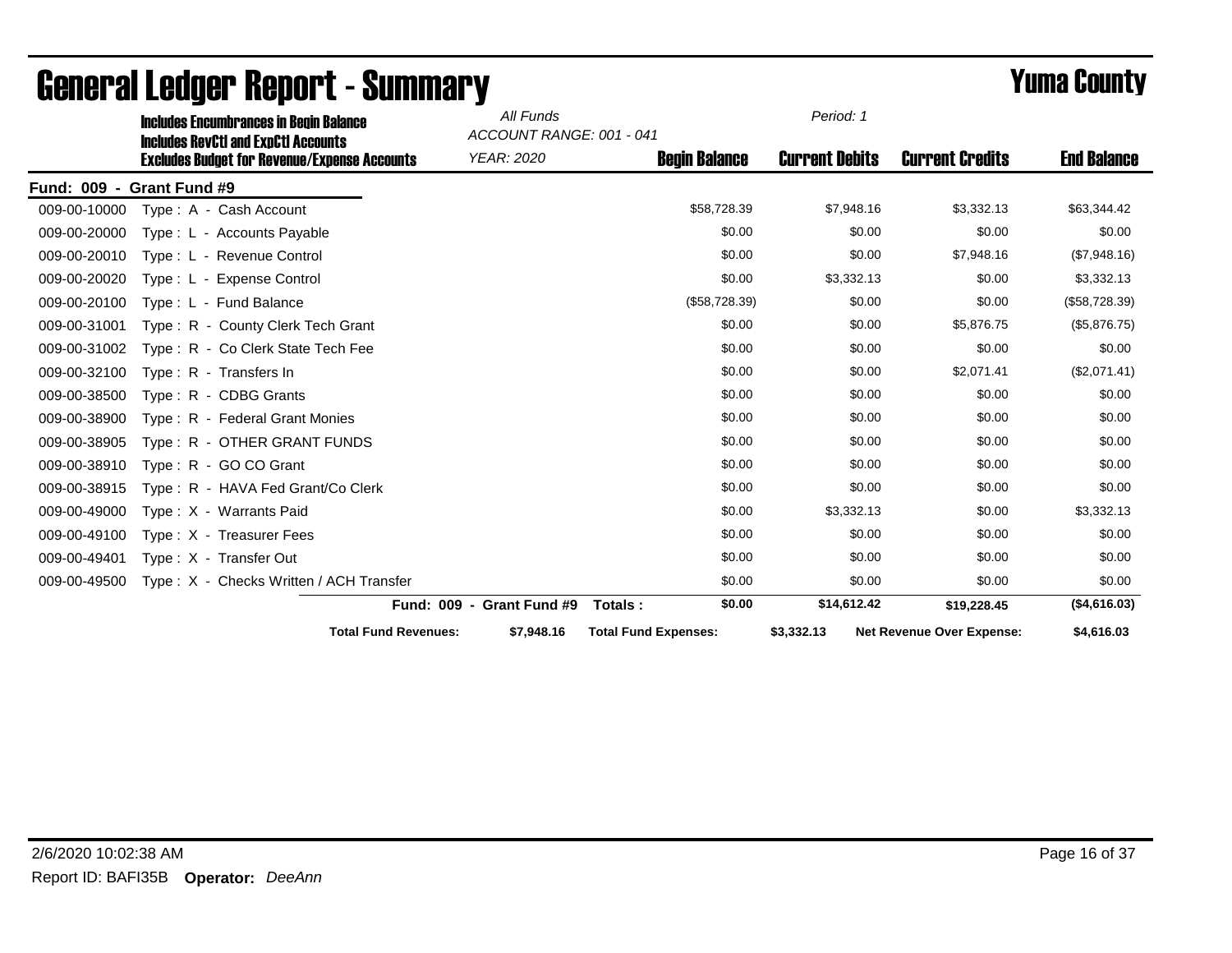# General Ledger Report - Summary

**Yuma County**

**Includes Encumbrances in Begin Balance**
**Includes RevCtl and ExpCtl Accounts**
**Excludes Budget for Revenue/Expense Accounts**

*All Funds*
*ACCOUNT RANGE: 001 - 041*
*YEAR: 2020*
*Period: 1*

**Fund: 009 - Grant Fund #9**

| Account | Description | Begin Balance | Current Debits | Current Credits | End Balance |
|---|---|---|---|---|---|
| 009-00-10000 | Type : A - Cash Account | $58,728.39 | $7,948.16 | $3,332.13 | $63,344.42 |
| 009-00-20000 | Type : L - Accounts Payable | $0.00 | $0.00 | $0.00 | $0.00 |
| 009-00-20010 | Type : L - Revenue Control | $0.00 | $0.00 | $7,948.16 | ($7,948.16) |
| 009-00-20020 | Type : L - Expense Control | $0.00 | $3,332.13 | $0.00 | $3,332.13 |
| 009-00-20100 | Type : L - Fund Balance | ($58,728.39) | $0.00 | $0.00 | ($58,728.39) |
| 009-00-31001 | Type : R - County Clerk Tech Grant | $0.00 | $0.00 | $5,876.75 | ($5,876.75) |
| 009-00-31002 | Type : R - Co Clerk State Tech Fee | $0.00 | $0.00 | $0.00 | $0.00 |
| 009-00-32100 | Type : R - Transfers In | $0.00 | $0.00 | $2,071.41 | ($2,071.41) |
| 009-00-38500 | Type : R - CDBG Grants | $0.00 | $0.00 | $0.00 | $0.00 |
| 009-00-38900 | Type : R - Federal Grant Monies | $0.00 | $0.00 | $0.00 | $0.00 |
| 009-00-38905 | Type : R - OTHER GRANT FUNDS | $0.00 | $0.00 | $0.00 | $0.00 |
| 009-00-38910 | Type : R - GO CO Grant | $0.00 | $0.00 | $0.00 | $0.00 |
| 009-00-38915 | Type : R - HAVA Fed Grant/Co Clerk | $0.00 | $0.00 | $0.00 | $0.00 |
| 009-00-49000 | Type : X - Warrants Paid | $0.00 | $3,332.13 | $0.00 | $3,332.13 |
| 009-00-49100 | Type : X - Treasurer Fees | $0.00 | $0.00 | $0.00 | $0.00 |
| 009-00-49401 | Type : X - Transfer Out | $0.00 | $0.00 | $0.00 | $0.00 |
| 009-00-49500 | Type : X - Checks Written / ACH Transfer | $0.00 | $0.00 | $0.00 | $0.00 |
| | **Fund: 009 - Grant Fund #9 Totals :** | **$0.00** | **$14,612.42** | **$19,228.45** | **($4,616.03)** |

**Total Fund Revenues:** $7,948.16 **Total Fund Expenses:** $3,332.13 **Net Revenue Over Expense:** $4,616.03

2/6/2020 10:02:38 AM

Report ID: BAFI35B **Operator:** *DeeAnn*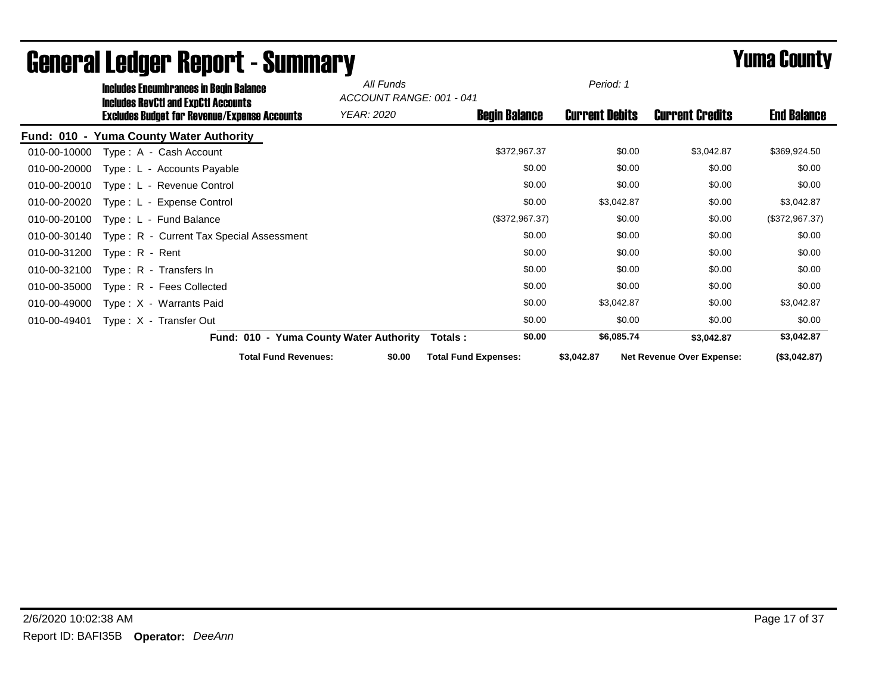# General Ledger Report - Summary

## Yuma County

**Includes Encumbrances in Begin Balance**
**Includes RevCtl and ExpCtl Accounts**
**Excludes Budget for Revenue/Expense Accounts**

*All Funds*
*ACCOUNT RANGE: 001 - 041*
*YEAR: 2020*

*Period: 1*

**Fund: 010 - Yuma County Water Authority**

| Account | Description | Begin Balance | Current Debits | Current Credits | End Balance |
|---|---|---|---|---|---|
| 010-00-10000 | Type : A - Cash Account | $372,967.37 | $0.00 | $3,042.87 | $369,924.50 |
| 010-00-20000 | Type : L - Accounts Payable | $0.00 | $0.00 | $0.00 | $0.00 |
| 010-00-20010 | Type : L - Revenue Control | $0.00 | $0.00 | $0.00 | $0.00 |
| 010-00-20020 | Type : L - Expense Control | $0.00 | $3,042.87 | $0.00 | $3,042.87 |
| 010-00-20100 | Type : L - Fund Balance | ($372,967.37) | $0.00 | $0.00 | ($372,967.37) |
| 010-00-30140 | Type : R - Current Tax Special Assessment | $0.00 | $0.00 | $0.00 | $0.00 |
| 010-00-31200 | Type : R - Rent | $0.00 | $0.00 | $0.00 | $0.00 |
| 010-00-32100 | Type : R - Transfers In | $0.00 | $0.00 | $0.00 | $0.00 |
| 010-00-35000 | Type : R - Fees Collected | $0.00 | $0.00 | $0.00 | $0.00 |
| 010-00-49000 | Type : X - Warrants Paid | $0.00 | $3,042.87 | $0.00 | $3,042.87 |
| 010-00-49401 | Type : X - Transfer Out | $0.00 | $0.00 | $0.00 | $0.00 |
| | **Fund: 010 - Yuma County Water Authority Totals :** | **$0.00** | **$6,085.74** | **$3,042.87** | **$3,042.87** |

**Total Fund Revenues:** $0.00 **Total Fund Expenses:** $3,042.87 **Net Revenue Over Expense:** ($3,042.87)

2/6/2020 10:02:38 AM

Report ID: BAFI35B **Operator:** *DeeAnn*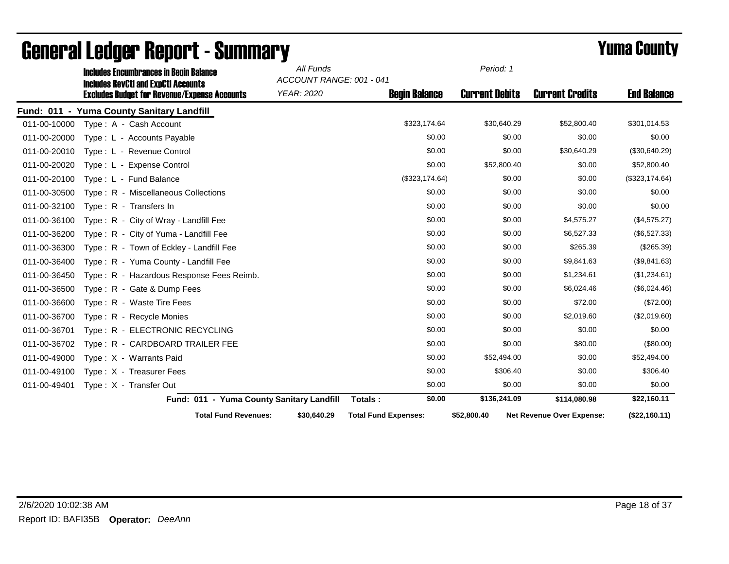# General Ledger Report - Summary

# Yuma County

**Includes Encumbrances in Begin Balance**
**Includes RevCtl and ExpCtl Accounts**
**Excludes Budget for Revenue/Expense Accounts**

*All Funds*
*ACCOUNT RANGE: 001 - 041*
*YEAR: 2020*

*Period: 1*

**Fund: 011 - Yuma County Sanitary Landfill**

| Account | Description | Begin Balance | Current Debits | Current Credits | End Balance |
|---|---|---|---|---|---|
| 011-00-10000 | Type : A - Cash Account | $323,174.64 | $30,640.29 | $52,800.40 | $301,014.53 |
| 011-00-20000 | Type : L - Accounts Payable | $0.00 | $0.00 | $0.00 | $0.00 |
| 011-00-20010 | Type : L - Revenue Control | $0.00 | $0.00 | $30,640.29 | ($30,640.29) |
| 011-00-20020 | Type : L - Expense Control | $0.00 | $52,800.40 | $0.00 | $52,800.40 |
| 011-00-20100 | Type : L - Fund Balance | ($323,174.64) | $0.00 | $0.00 | ($323,174.64) |
| 011-00-30500 | Type : R - Miscellaneous Collections | $0.00 | $0.00 | $0.00 | $0.00 |
| 011-00-32100 | Type : R - Transfers In | $0.00 | $0.00 | $0.00 | $0.00 |
| 011-00-36100 | Type : R - City of Wray - Landfill Fee | $0.00 | $0.00 | $4,575.27 | ($4,575.27) |
| 011-00-36200 | Type : R - City of Yuma - Landfill Fee | $0.00 | $0.00 | $6,527.33 | ($6,527.33) |
| 011-00-36300 | Type : R - Town of Eckley - Landfill Fee | $0.00 | $0.00 | $265.39 | ($265.39) |
| 011-00-36400 | Type : R - Yuma County - Landfill Fee | $0.00 | $0.00 | $9,841.63 | ($9,841.63) |
| 011-00-36450 | Type : R - Hazardous Response Fees Reimb. | $0.00 | $0.00 | $1,234.61 | ($1,234.61) |
| 011-00-36500 | Type : R - Gate & Dump Fees | $0.00 | $0.00 | $6,024.46 | ($6,024.46) |
| 011-00-36600 | Type : R - Waste Tire Fees | $0.00 | $0.00 | $72.00 | ($72.00) |
| 011-00-36700 | Type : R - Recycle Monies | $0.00 | $0.00 | $2,019.60 | ($2,019.60) |
| 011-00-36701 | Type : R - ELECTRONIC RECYCLING | $0.00 | $0.00 | $0.00 | $0.00 |
| 011-00-36702 | Type : R - CARDBOARD TRAILER FEE | $0.00 | $0.00 | $80.00 | ($80.00) |
| 011-00-49000 | Type : X - Warrants Paid | $0.00 | $52,494.00 | $0.00 | $52,494.00 |
| 011-00-49100 | Type : X - Treasurer Fees | $0.00 | $306.40 | $0.00 | $306.40 |
| 011-00-49401 | Type : X - Transfer Out | $0.00 | $0.00 | $0.00 | $0.00 |
| | **Fund: 011 - Yuma County Sanitary Landfill Totals :** | **$0.00** | **$136,241.09** | **$114,080.98** | **$22,160.11** |

**Total Fund Revenues:** $30,640.29 **Total Fund Expenses:** $52,800.40 **Net Revenue Over Expense:** ($22,160.11)

2/6/2020 10:02:38 AM

Report ID: BAFI35B **Operator:** *DeeAnn*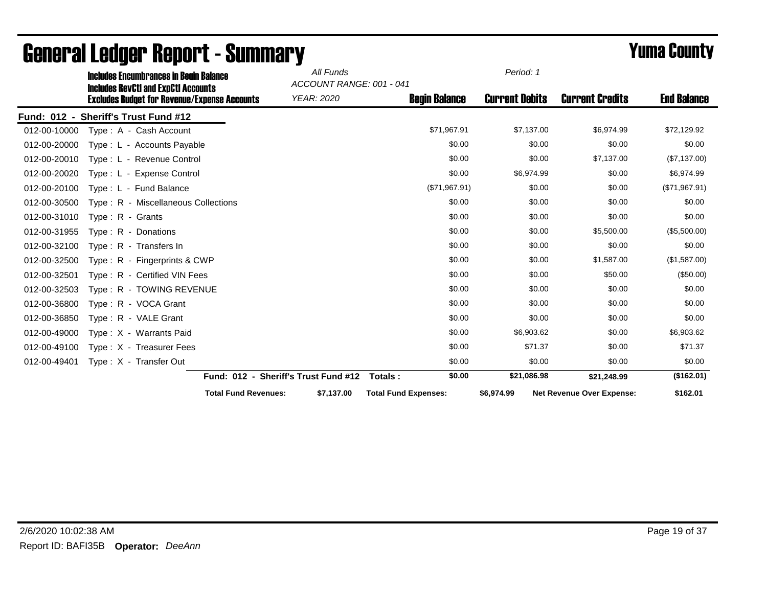# General Ledger Report - Summary

# Yuma County

**Includes Encumbrances in Begin Balance**
**Includes RevCtl and ExpCtl Accounts**
**Excludes Budget for Revenue/Expense Accounts**

*All Funds*
*ACCOUNT RANGE: 001 - 041*
*YEAR: 2020*

*Period: 1*

| Account | Description | Begin Balance | Current Debits | Current Credits | End Balance |
|---|---|---|---|---|---|
| **Fund: 012 - Sheriff's Trust Fund #12** | | | | | |
| 012-00-10000 | Type : A - Cash Account | $71,967.91 | $7,137.00 | $6,974.99 | $72,129.92 |
| 012-00-20000 | Type : L - Accounts Payable | $0.00 | $0.00 | $0.00 | $0.00 |
| 012-00-20010 | Type : L - Revenue Control | $0.00 | $0.00 | $7,137.00 | ($7,137.00) |
| 012-00-20020 | Type : L - Expense Control | $0.00 | $6,974.99 | $0.00 | $6,974.99 |
| 012-00-20100 | Type : L - Fund Balance | ($71,967.91) | $0.00 | $0.00 | ($71,967.91) |
| 012-00-30500 | Type : R - Miscellaneous Collections | $0.00 | $0.00 | $0.00 | $0.00 |
| 012-00-31010 | Type : R - Grants | $0.00 | $0.00 | $0.00 | $0.00 |
| 012-00-31955 | Type : R - Donations | $0.00 | $0.00 | $5,500.00 | ($5,500.00) |
| 012-00-32100 | Type : R - Transfers In | $0.00 | $0.00 | $0.00 | $0.00 |
| 012-00-32500 | Type : R - Fingerprints & CWP | $0.00 | $0.00 | $1,587.00 | ($1,587.00) |
| 012-00-32501 | Type : R - Certified VIN Fees | $0.00 | $0.00 | $50.00 | ($50.00) |
| 012-00-32503 | Type : R - TOWING REVENUE | $0.00 | $0.00 | $0.00 | $0.00 |
| 012-00-36800 | Type : R - VOCA Grant | $0.00 | $0.00 | $0.00 | $0.00 |
| 012-00-36850 | Type : R - VALE Grant | $0.00 | $0.00 | $0.00 | $0.00 |
| 012-00-49000 | Type : X - Warrants Paid | $0.00 | $6,903.62 | $0.00 | $6,903.62 |
| 012-00-49100 | Type : X - Treasurer Fees | $0.00 | $71.37 | $0.00 | $71.37 |
| 012-00-49401 | Type : X - Transfer Out | $0.00 | $0.00 | $0.00 | $0.00 |
| | **Fund: 012 - Sheriff's Trust Fund #12 Totals :** | **$0.00** | **$21,086.98** | **$21,248.99** | **($162.01)** |

**Total Fund Revenues:** $7,137.00 **Total Fund Expenses:** $6,974.99 **Net Revenue Over Expense:** $162.01

2/6/2020 10:02:38 AM
Report ID: BAFI35B **Operator:** *DeeAnn*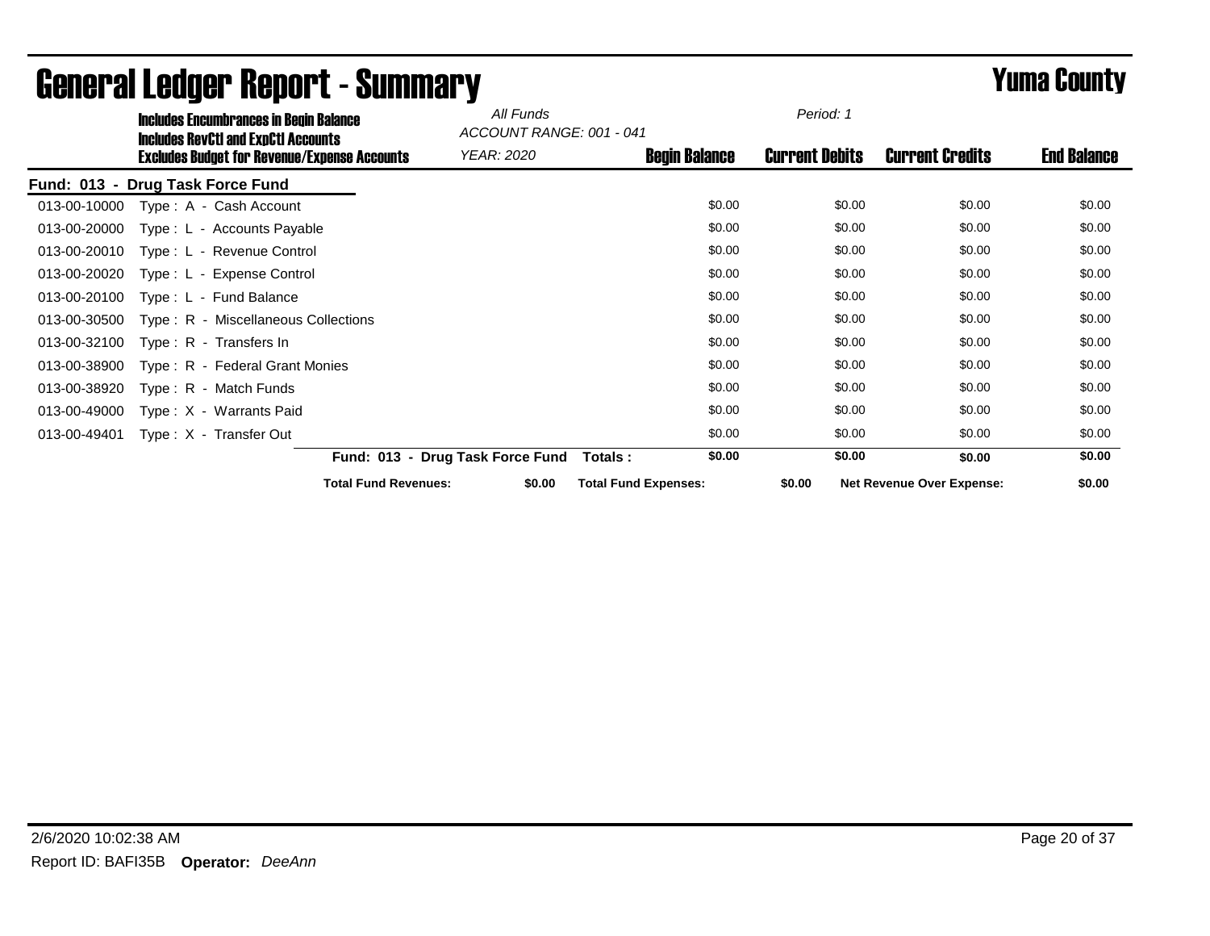# General Ledger Report - Summary

## Yuma County

**Includes Encumbrances in Begin Balance**
**Includes RevCtl and ExpCtl Accounts**
**Excludes Budget for Revenue/Expense Accounts**

*All Funds*
*ACCOUNT RANGE: 001 - 041*
*YEAR: 2020*

*Period: 1*

**Fund: 013 - Drug Task Force Fund**

| Account | Description | Begin Balance | Current Debits | Current Credits | End Balance |
|---|---|---|---|---|---|
| 013-00-10000 | Type : A - Cash Account | $0.00 | $0.00 | $0.00 | $0.00 |
| 013-00-20000 | Type : L - Accounts Payable | $0.00 | $0.00 | $0.00 | $0.00 |
| 013-00-20010 | Type : L - Revenue Control | $0.00 | $0.00 | $0.00 | $0.00 |
| 013-00-20020 | Type : L - Expense Control | $0.00 | $0.00 | $0.00 | $0.00 |
| 013-00-20100 | Type : L - Fund Balance | $0.00 | $0.00 | $0.00 | $0.00 |
| 013-00-30500 | Type : R - Miscellaneous Collections | $0.00 | $0.00 | $0.00 | $0.00 |
| 013-00-32100 | Type : R - Transfers In | $0.00 | $0.00 | $0.00 | $0.00 |
| 013-00-38900 | Type : R - Federal Grant Monies | $0.00 | $0.00 | $0.00 | $0.00 |
| 013-00-38920 | Type : R - Match Funds | $0.00 | $0.00 | $0.00 | $0.00 |
| 013-00-49000 | Type : X - Warrants Paid | $0.00 | $0.00 | $0.00 | $0.00 |
| 013-00-49401 | Type : X - Transfer Out | $0.00 | $0.00 | $0.00 | $0.00 |
| | **Fund: 013 - Drug Task Force Fund Totals :** | **$0.00** | **$0.00** | **$0.00** | **$0.00** |

**Total Fund Revenues:** $0.00 **Total Fund Expenses:** $0.00 **Net Revenue Over Expense:** $0.00

2/6/2020 10:02:38 AM

Report ID: BAFI35B **Operator:** *DeeAnn*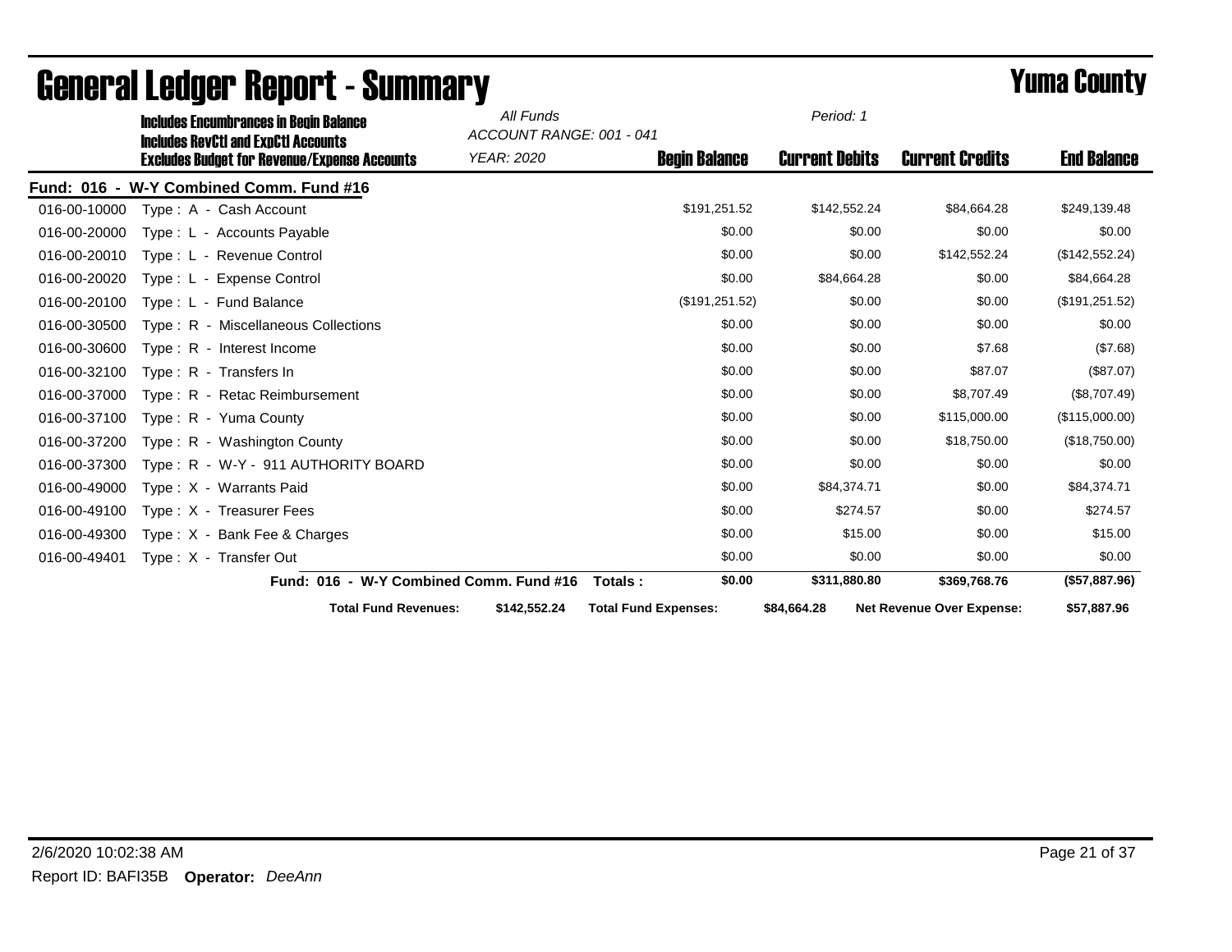# General Ledger Report - Summary

# Yuma County

**Includes Encumbrances in Begin Balance**
**Includes RevCtl and ExpCtl Accounts**
**Excludes Budget for Revenue/Expense Accounts**

*All Funds*
*ACCOUNT RANGE: 001 - 041*
*YEAR: 2020*
*Period: 1*

| | | Begin Balance | Current Debits | Current Credits | End Balance |
|---|---|---|---|---|---|
| **Fund: 016 - W-Y Combined Comm. Fund #16** | | | | | |
| 016-00-10000 | Type : A - Cash Account | $191,251.52 | $142,552.24 | $84,664.28 | $249,139.48 |
| 016-00-20000 | Type : L - Accounts Payable | $0.00 | $0.00 | $0.00 | $0.00 |
| 016-00-20010 | Type : L - Revenue Control | $0.00 | $0.00 | $142,552.24 | ($142,552.24) |
| 016-00-20020 | Type : L - Expense Control | $0.00 | $84,664.28 | $0.00 | $84,664.28 |
| 016-00-20100 | Type : L - Fund Balance | ($191,251.52) | $0.00 | $0.00 | ($191,251.52) |
| 016-00-30500 | Type : R - Miscellaneous Collections | $0.00 | $0.00 | $0.00 | $0.00 |
| 016-00-30600 | Type : R - Interest Income | $0.00 | $0.00 | $7.68 | ($7.68) |
| 016-00-32100 | Type : R - Transfers In | $0.00 | $0.00 | $87.07 | ($87.07) |
| 016-00-37000 | Type : R - Retac Reimbursement | $0.00 | $0.00 | $8,707.49 | ($8,707.49) |
| 016-00-37100 | Type : R - Yuma County | $0.00 | $0.00 | $115,000.00 | ($115,000.00) |
| 016-00-37200 | Type : R - Washington County | $0.00 | $0.00 | $18,750.00 | ($18,750.00) |
| 016-00-37300 | Type : R - W-Y - 911 AUTHORITY BOARD | $0.00 | $0.00 | $0.00 | $0.00 |
| 016-00-49000 | Type : X - Warrants Paid | $0.00 | $84,374.71 | $0.00 | $84,374.71 |
| 016-00-49100 | Type : X - Treasurer Fees | $0.00 | $274.57 | $0.00 | $274.57 |
| 016-00-49300 | Type : X - Bank Fee & Charges | $0.00 | $15.00 | $0.00 | $15.00 |
| 016-00-49401 | Type : X - Transfer Out | $0.00 | $0.00 | $0.00 | $0.00 |
| | **Fund: 016 - W-Y Combined Comm. Fund #16 Totals :** | **$0.00** | **$311,880.80** | **$369,768.76** | **($57,887.96)** |

**Total Fund Revenues:** $142,552.24 **Total Fund Expenses:** $84,664.28 **Net Revenue Over Expense:** $57,887.96

2/6/2020 10:02:38 AM
Report ID: BAFI35B **Operator:** *DeeAnn*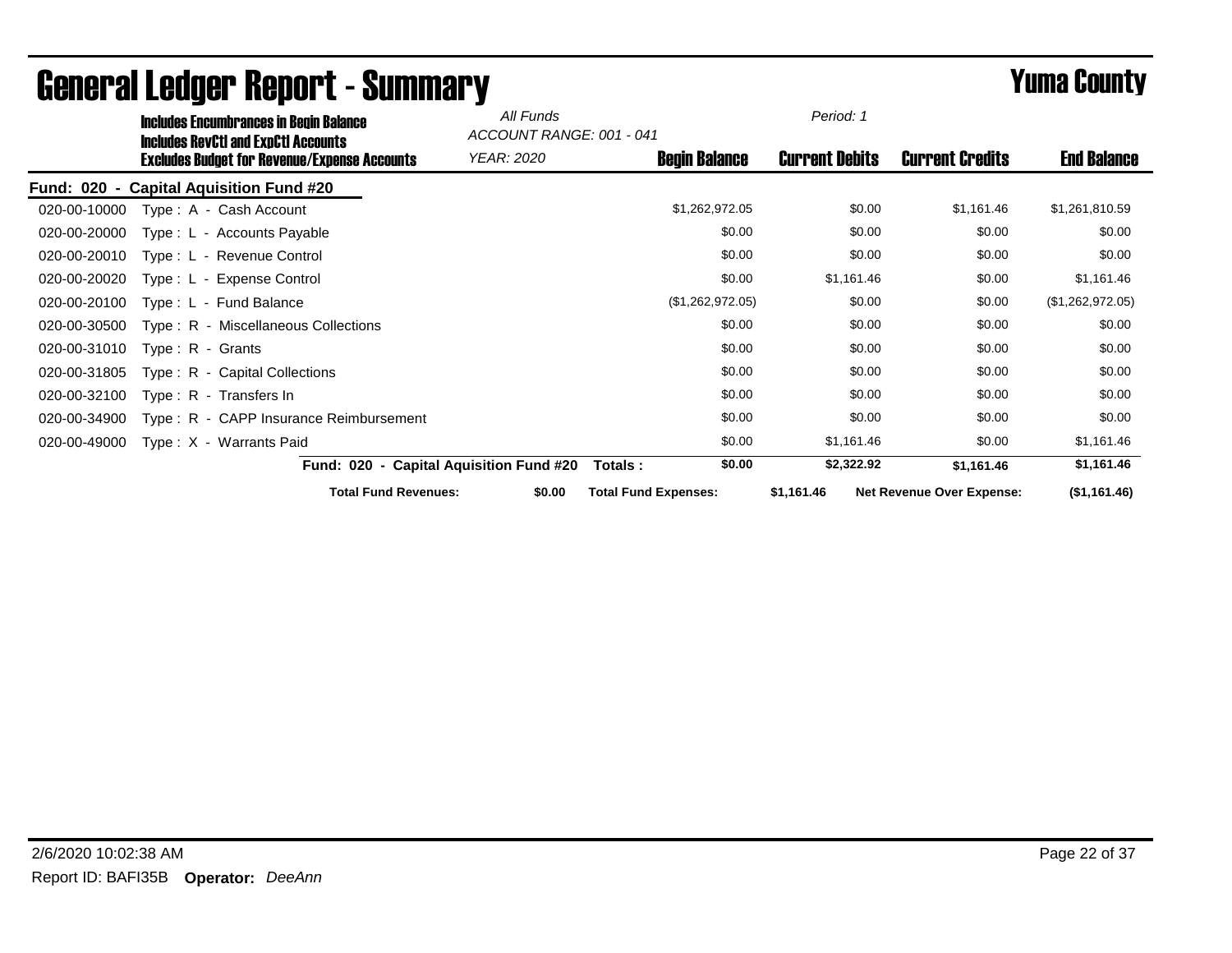# General Ledger Report - Summary

**Yuma County**

**Includes Encumbrances in Begin Balance**
**Includes RevCtl and ExpCtl Accounts**
**Excludes Budget for Revenue/Expense Accounts**

*All Funds*
*ACCOUNT RANGE: 001 - 041*
*YEAR: 2020*

*Period: 1*

**Fund: 020 - Capital Aquisition Fund #20**

| Account | Description | Begin Balance | Current Debits | Current Credits | End Balance |
|---|---|---|---|---|---|
| 020-00-10000 | Type : A - Cash Account | $1,262,972.05 | $0.00 | $1,161.46 | $1,261,810.59 |
| 020-00-20000 | Type : L - Accounts Payable | $0.00 | $0.00 | $0.00 | $0.00 |
| 020-00-20010 | Type : L - Revenue Control | $0.00 | $0.00 | $0.00 | $0.00 |
| 020-00-20020 | Type : L - Expense Control | $0.00 | $1,161.46 | $0.00 | $1,161.46 |
| 020-00-20100 | Type : L - Fund Balance | ($1,262,972.05) | $0.00 | $0.00 | ($1,262,972.05) |
| 020-00-30500 | Type : R - Miscellaneous Collections | $0.00 | $0.00 | $0.00 | $0.00 |
| 020-00-31010 | Type : R - Grants | $0.00 | $0.00 | $0.00 | $0.00 |
| 020-00-31805 | Type : R - Capital Collections | $0.00 | $0.00 | $0.00 | $0.00 |
| 020-00-32100 | Type : R - Transfers In | $0.00 | $0.00 | $0.00 | $0.00 |
| 020-00-34900 | Type : R - CAPP Insurance Reimbursement | $0.00 | $0.00 | $0.00 | $0.00 |
| 020-00-49000 | Type : X - Warrants Paid | $0.00 | $1,161.46 | $0.00 | $1,161.46 |
| | **Fund: 020 - Capital Aquisition Fund #20 Totals :** | **$0.00** | **$2,322.92** | **$1,161.46** | **$1,161.46** |

**Total Fund Revenues:** $0.00 **Total Fund Expenses:** $1,161.46 **Net Revenue Over Expense:** ($1,161.46)

2/6/2020 10:02:38 AM

Report ID: BAFI35B **Operator:** *DeeAnn*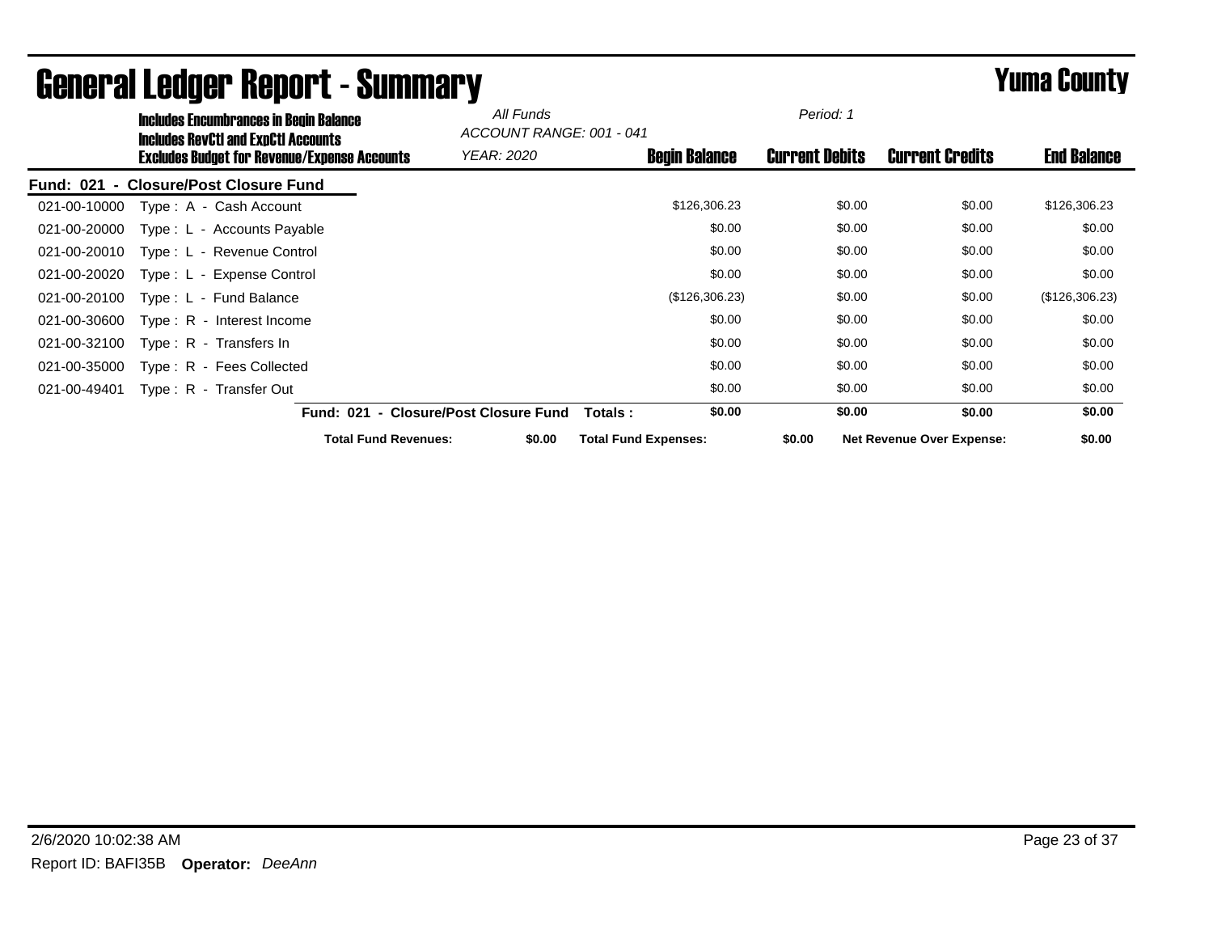# General Ledger Report - Summary

## Yuma County

**Includes Encumbrances in Begin Balance**
**Includes RevCtl and ExpCtl Accounts**
**Excludes Budget for Revenue/Expense Accounts**

*All Funds*
*ACCOUNT RANGE: 001 - 041*
*YEAR: 2020*
*Period: 1*

### Fund: 021 - Closure/Post Closure Fund

| Account | Description | Begin Balance | Current Debits | Current Credits | End Balance |
|---|---|---|---|---|---|
| 021-00-10000 | Type : A - Cash Account | $126,306.23 | $0.00 | $0.00 | $126,306.23 |
| 021-00-20000 | Type : L - Accounts Payable | $0.00 | $0.00 | $0.00 | $0.00 |
| 021-00-20010 | Type : L - Revenue Control | $0.00 | $0.00 | $0.00 | $0.00 |
| 021-00-20020 | Type : L - Expense Control | $0.00 | $0.00 | $0.00 | $0.00 |
| 021-00-20100 | Type : L - Fund Balance | ($126,306.23) | $0.00 | $0.00 | ($126,306.23) |
| 021-00-30600 | Type : R - Interest Income | $0.00 | $0.00 | $0.00 | $0.00 |
| 021-00-32100 | Type : R - Transfers In | $0.00 | $0.00 | $0.00 | $0.00 |
| 021-00-35000 | Type : R - Fees Collected | $0.00 | $0.00 | $0.00 | $0.00 |
| 021-00-49401 | Type : R - Transfer Out | $0.00 | $0.00 | $0.00 | $0.00 |
| | **Fund: 021 - Closure/Post Closure Fund Totals :** | **$0.00** | **$0.00** | **$0.00** | **$0.00** |

**Total Fund Revenues:** $0.00 **Total Fund Expenses:** $0.00 **Net Revenue Over Expense:** $0.00

2/6/2020 10:02:38 AM

Report ID: BAFI35B **Operator:** *DeeAnn*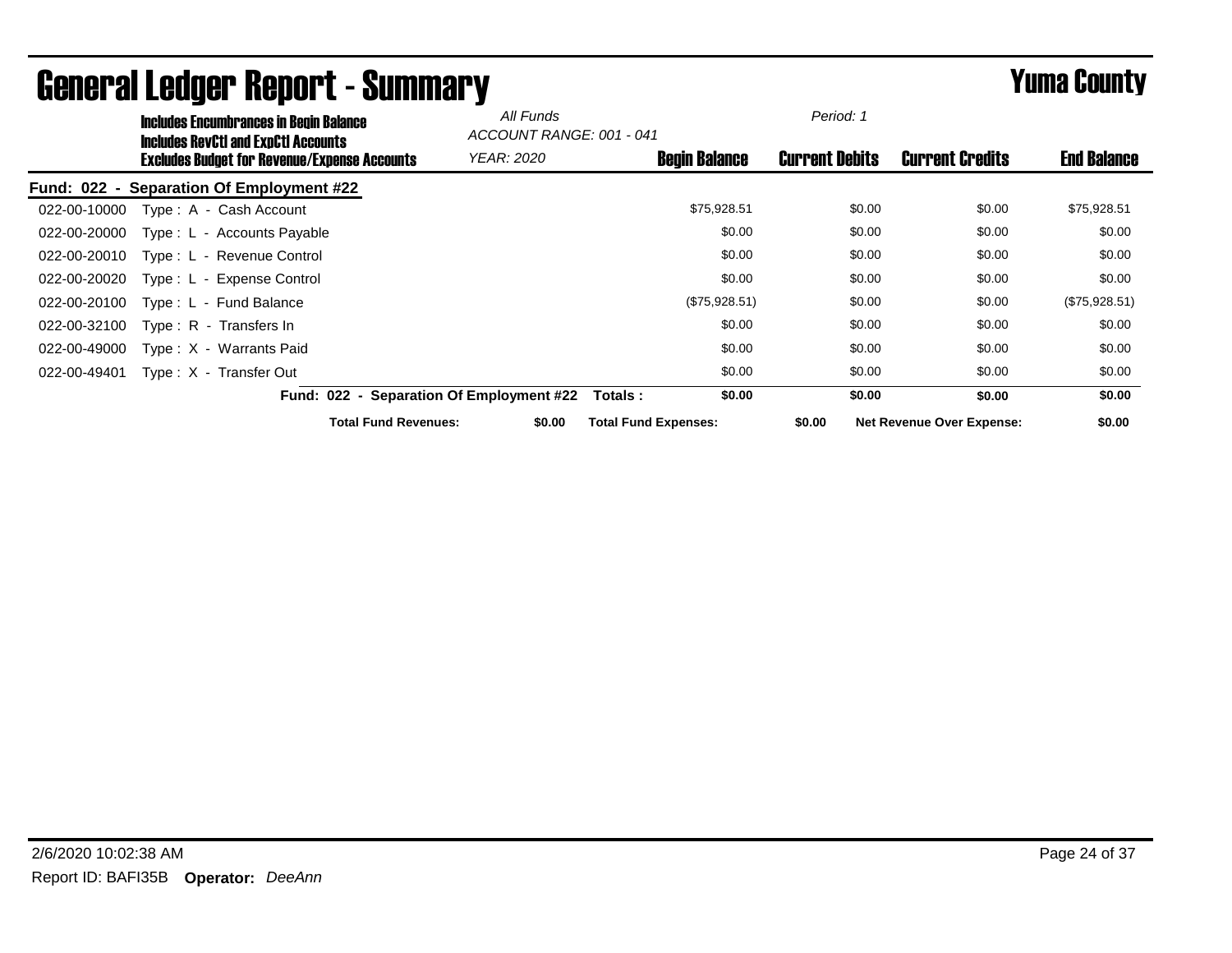# General Ledger Report - Summary

## Yuma County

**Includes Encumbrances in Begin Balance**
**Includes RevCtl and ExpCtl Accounts**
**Excludes Budget for Revenue/Expense Accounts**

*All Funds*
*ACCOUNT RANGE: 001 - 041*
*YEAR: 2020*
*Period: 1*

### Fund: 022 - Separation Of Employment #22

| Account | Description | Begin Balance | Current Debits | Current Credits | End Balance |
|---|---|---|---|---|---|
| 022-00-10000 | Type : A - Cash Account | $75,928.51 | $0.00 | $0.00 | $75,928.51 |
| 022-00-20000 | Type : L - Accounts Payable | $0.00 | $0.00 | $0.00 | $0.00 |
| 022-00-20010 | Type : L - Revenue Control | $0.00 | $0.00 | $0.00 | $0.00 |
| 022-00-20020 | Type : L - Expense Control | $0.00 | $0.00 | $0.00 | $0.00 |
| 022-00-20100 | Type : L - Fund Balance | ($75,928.51) | $0.00 | $0.00 | ($75,928.51) |
| 022-00-32100 | Type : R - Transfers In | $0.00 | $0.00 | $0.00 | $0.00 |
| 022-00-49000 | Type : X - Warrants Paid | $0.00 | $0.00 | $0.00 | $0.00 |
| 022-00-49401 | Type : X - Transfer Out | $0.00 | $0.00 | $0.00 | $0.00 |
| | **Fund: 022 - Separation Of Employment #22 Totals :** | **$0.00** | **$0.00** | **$0.00** | **$0.00** |

**Total Fund Revenues:** $0.00 **Total Fund Expenses:** $0.00 **Net Revenue Over Expense:** $0.00

2/6/2020 10:02:38 AM

Report ID: BAFI35B **Operator:** *DeeAnn*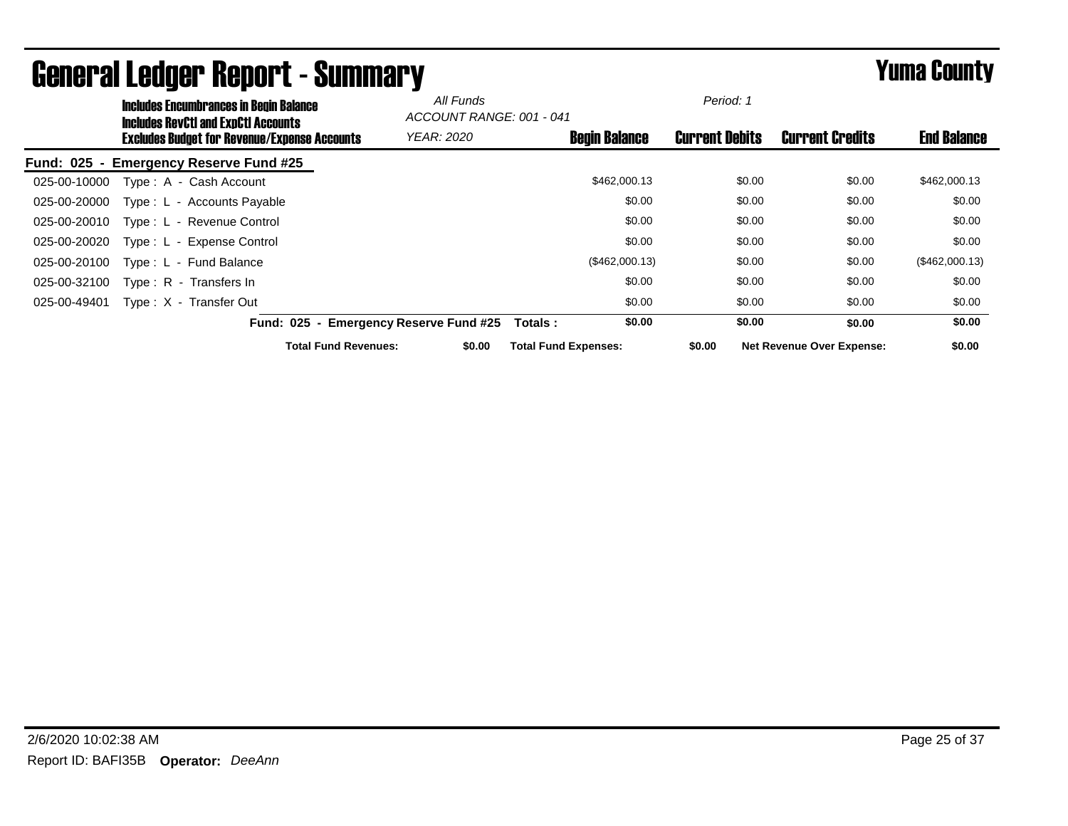# General Ledger Report - Summary

## Yuma County

**Includes Encumbrances in Begin Balance**
**Includes RevCtl and ExpCtl Accounts**
**Excludes Budget for Revenue/Expense Accounts**

*All Funds*
*ACCOUNT RANGE: 001 - 041*
*YEAR: 2020*
*Period: 1*

| | | Begin Balance | Current Debits | Current Credits | End Balance |
|---|---|---|---|---|---|
| **Fund: 025 - Emergency Reserve Fund #25** | | | | | |
| 025-00-10000 | Type : A - Cash Account | $462,000.13 | $0.00 | $0.00 | $462,000.13 |
| 025-00-20000 | Type : L - Accounts Payable | $0.00 | $0.00 | $0.00 | $0.00 |
| 025-00-20010 | Type : L - Revenue Control | $0.00 | $0.00 | $0.00 | $0.00 |
| 025-00-20020 | Type : L - Expense Control | $0.00 | $0.00 | $0.00 | $0.00 |
| 025-00-20100 | Type : L - Fund Balance | ($462,000.13) | $0.00 | $0.00 | ($462,000.13) |
| 025-00-32100 | Type : R - Transfers In | $0.00 | $0.00 | $0.00 | $0.00 |
| 025-00-49401 | Type : X - Transfer Out | $0.00 | $0.00 | $0.00 | $0.00 |
| | **Fund: 025 - Emergency Reserve Fund #25 Totals :** | **$0.00** | **$0.00** | **$0.00** | **$0.00** |

**Total Fund Revenues:** $0.00 **Total Fund Expenses:** $0.00 **Net Revenue Over Expense:** $0.00

2/6/2020 10:02:38 AM

Report ID: BAFI35B **Operator:** *DeeAnn*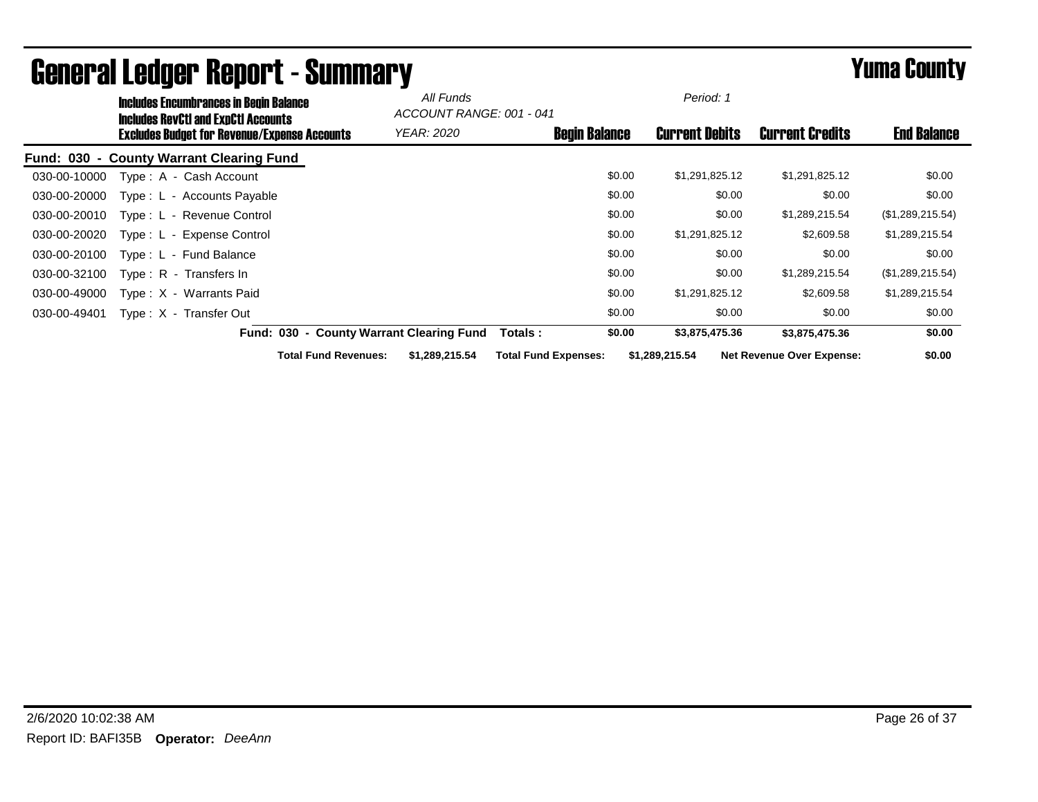# General Ledger Report - Summary

**Yuma County**

**Includes Encumbrances in Begin Balance**
**Includes RevCtl and ExpCtl Accounts**
**Excludes Budget for Revenue/Expense Accounts**

*All Funds*
*ACCOUNT RANGE: 001 - 041*
*YEAR: 2020*

*Period: 1*

| Account | Description | Begin Balance | Current Debits | Current Credits | End Balance |
|---|---|---|---|---|---|
| **Fund: 030 - County Warrant Clearing Fund** | | | | | |
| 030-00-10000 | Type : A - Cash Account | $0.00 | $1,291,825.12 | $1,291,825.12 | $0.00 |
| 030-00-20000 | Type : L - Accounts Payable | $0.00 | $0.00 | $0.00 | $0.00 |
| 030-00-20010 | Type : L - Revenue Control | $0.00 | $0.00 | $1,289,215.54 | ($1,289,215.54) |
| 030-00-20020 | Type : L - Expense Control | $0.00 | $1,291,825.12 | $2,609.58 | $1,289,215.54 |
| 030-00-20100 | Type : L - Fund Balance | $0.00 | $0.00 | $0.00 | $0.00 |
| 030-00-32100 | Type : R - Transfers In | $0.00 | $0.00 | $1,289,215.54 | ($1,289,215.54) |
| 030-00-49000 | Type : X - Warrants Paid | $0.00 | $1,291,825.12 | $2,609.58 | $1,289,215.54 |
| 030-00-49401 | Type : X - Transfer Out | $0.00 | $0.00 | $0.00 | $0.00 |
| | **Fund: 030 - County Warrant Clearing Fund Totals :** | **$0.00** | **$3,875,475.36** | **$3,875,475.36** | **$0.00** |

**Total Fund Revenues:** $1,289,215.54 **Total Fund Expenses:** $1,289,215.54 **Net Revenue Over Expense:** $0.00

2/6/2020 10:02:38 AM

Report ID: BAFI35B **Operator:** *DeeAnn*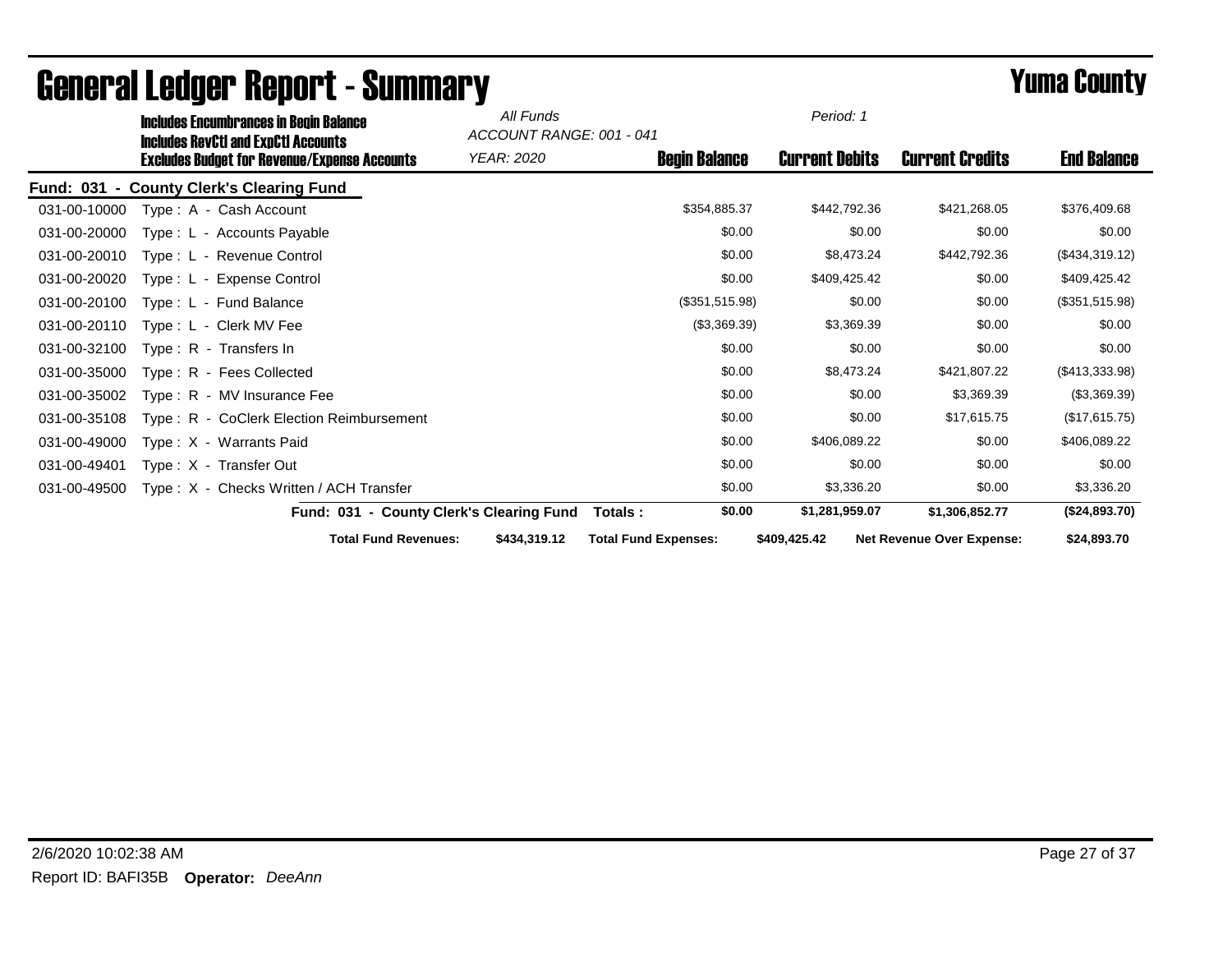# General Ledger Report - Summary

**Yuma County**

**Includes Encumbrances in Begin Balance**
**Includes RevCtl and ExpCtl Accounts**
**Excludes Budget for Revenue/Expense Accounts**

*All Funds*
*ACCOUNT RANGE: 001 - 041*
*YEAR: 2020*
*Period: 1*

**Fund: 031 - County Clerk's Clearing Fund**

| Account | Description | Begin Balance | Current Debits | Current Credits | End Balance |
|---|---|---|---|---|---|
| 031-00-10000 | Type : A - Cash Account | $354,885.37 | $442,792.36 | $421,268.05 | $376,409.68 |
| 031-00-20000 | Type : L - Accounts Payable | $0.00 | $0.00 | $0.00 | $0.00 |
| 031-00-20010 | Type : L - Revenue Control | $0.00 | $8,473.24 | $442,792.36 | ($434,319.12) |
| 031-00-20020 | Type : L - Expense Control | $0.00 | $409,425.42 | $0.00 | $409,425.42 |
| 031-00-20100 | Type : L - Fund Balance | ($351,515.98) | $0.00 | $0.00 | ($351,515.98) |
| 031-00-20110 | Type : L - Clerk MV Fee | ($3,369.39) | $3,369.39 | $0.00 | $0.00 |
| 031-00-32100 | Type : R - Transfers In | $0.00 | $0.00 | $0.00 | $0.00 |
| 031-00-35000 | Type : R - Fees Collected | $0.00 | $8,473.24 | $421,807.22 | ($413,333.98) |
| 031-00-35002 | Type : R - MV Insurance Fee | $0.00 | $0.00 | $3,369.39 | ($3,369.39) |
| 031-00-35108 | Type : R - CoClerk Election Reimbursement | $0.00 | $0.00 | $17,615.75 | ($17,615.75) |
| 031-00-49000 | Type : X - Warrants Paid | $0.00 | $406,089.22 | $0.00 | $406,089.22 |
| 031-00-49401 | Type : X - Transfer Out | $0.00 | $0.00 | $0.00 | $0.00 |
| 031-00-49500 | Type : X - Checks Written / ACH Transfer | $0.00 | $3,336.20 | $0.00 | $3,336.20 |
| | **Fund: 031 - County Clerk's Clearing Fund Totals :** | **$0.00** | **$1,281,959.07** | **$1,306,852.77** | **($24,893.70)** |

**Total Fund Revenues:** $434,319.12 **Total Fund Expenses:** $409,425.42 **Net Revenue Over Expense:** $24,893.70

2/6/2020 10:02:38 AM

Report ID: BAFI35B **Operator:** *DeeAnn*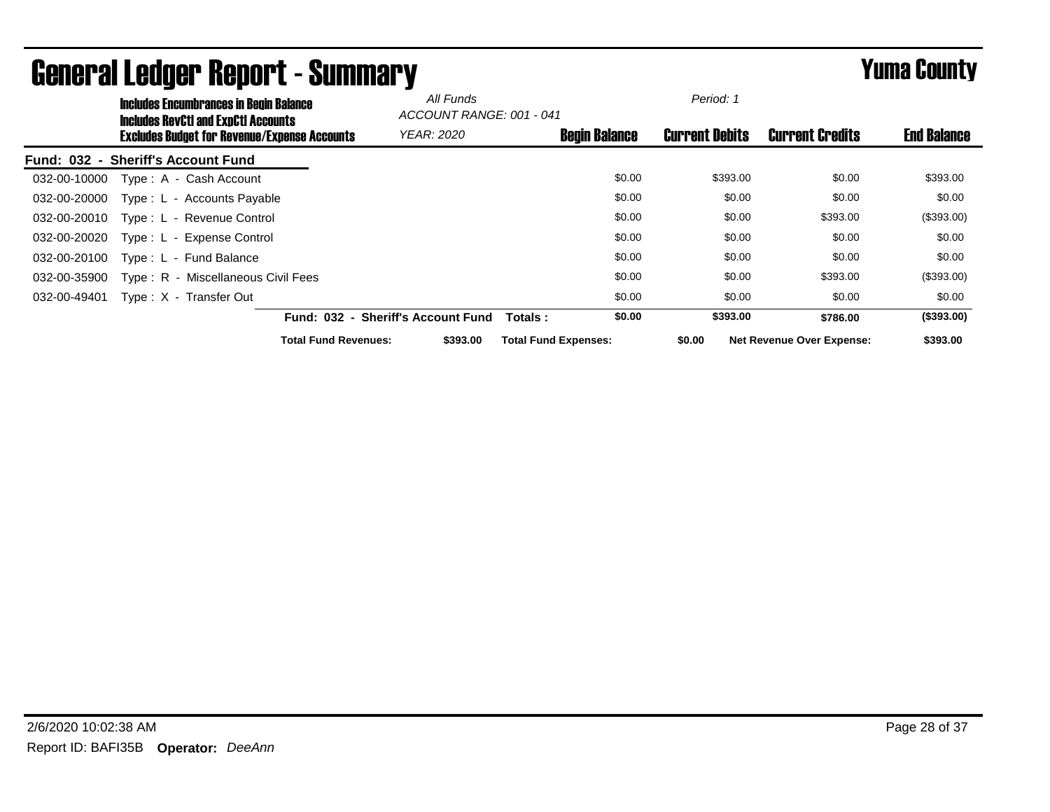# General Ledger Report - Summary

## Yuma County

**Includes Encumbrances in Begin Balance**
**Includes RevCtl and ExpCtl Accounts**
**Excludes Budget for Revenue/Expense Accounts**

*All Funds*
*ACCOUNT RANGE: 001 - 041*
*YEAR: 2020*
*Period: 1*

**Fund: 032 - Sheriff's Account Fund**

| Account | Description | Begin Balance | Current Debits | Current Credits | End Balance |
|---|---|---|---|---|---|
| 032-00-10000 | Type : A - Cash Account | $0.00 | $393.00 | $0.00 | $393.00 |
| 032-00-20000 | Type : L - Accounts Payable | $0.00 | $0.00 | $0.00 | $0.00 |
| 032-00-20010 | Type : L - Revenue Control | $0.00 | $0.00 | $393.00 | ($393.00) |
| 032-00-20020 | Type : L - Expense Control | $0.00 | $0.00 | $0.00 | $0.00 |
| 032-00-20100 | Type : L - Fund Balance | $0.00 | $0.00 | $0.00 | $0.00 |
| 032-00-35900 | Type : R - Miscellaneous Civil Fees | $0.00 | $0.00 | $393.00 | ($393.00) |
| 032-00-49401 | Type : X - Transfer Out | $0.00 | $0.00 | $0.00 | $0.00 |
| | **Fund: 032 - Sheriff's Account Fund Totals :** | **$0.00** | **$393.00** | **$786.00** | **($393.00)** |

**Total Fund Revenues:** $393.00 **Total Fund Expenses:** $0.00 **Net Revenue Over Expense:** $393.00

2/6/2020 10:02:38 AM

Report ID: BAFI35B **Operator:** *DeeAnn*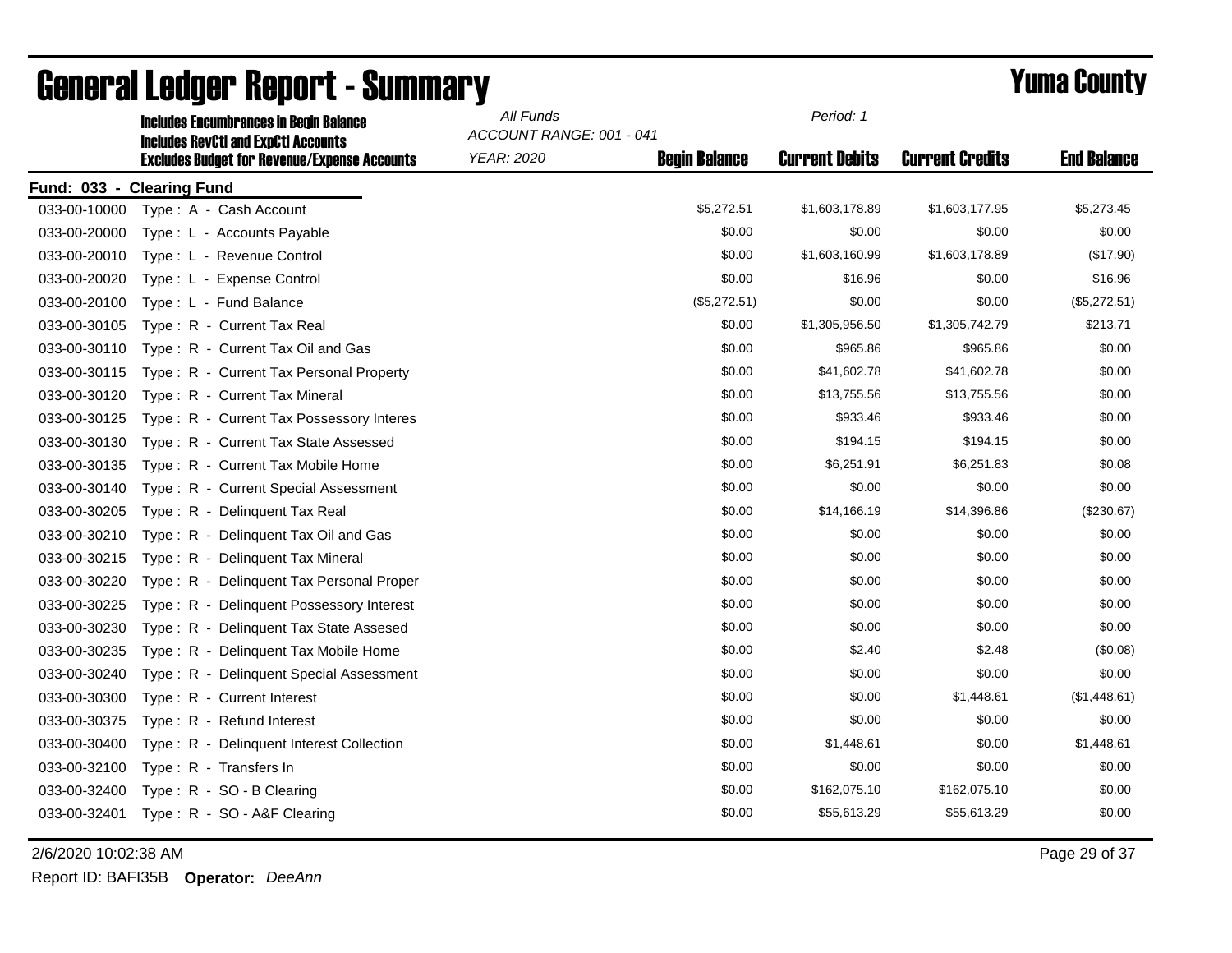# General Ledger Report - Summary

## Yuma County

**Includes Encumbrances in Begin Balance**
**Includes RevCtl and ExpCtl Accounts**
**Excludes Budget for Revenue/Expense Accounts**

*All Funds*
*ACCOUNT RANGE: 001 - 041*
*YEAR: 2020*
*Period: 1*

**Fund: 033 - Clearing Fund**

| Account | Description | Begin Balance | Current Debits | Current Credits | End Balance |
|---|---|---|---|---|---|
| 033-00-10000 | Type : A - Cash Account | $5,272.51 | $1,603,178.89 | $1,603,177.95 | $5,273.45 |
| 033-00-20000 | Type : L - Accounts Payable | $0.00 | $0.00 | $0.00 | $0.00 |
| 033-00-20010 | Type : L - Revenue Control | $0.00 | $1,603,160.99 | $1,603,178.89 | ($17.90) |
| 033-00-20020 | Type : L - Expense Control | $0.00 | $16.96 | $0.00 | $16.96 |
| 033-00-20100 | Type : L - Fund Balance | ($5,272.51) | $0.00 | $0.00 | ($5,272.51) |
| 033-00-30105 | Type : R - Current Tax Real | $0.00 | $1,305,956.50 | $1,305,742.79 | $213.71 |
| 033-00-30110 | Type : R - Current Tax Oil and Gas | $0.00 | $965.86 | $965.86 | $0.00 |
| 033-00-30115 | Type : R - Current Tax Personal Property | $0.00 | $41,602.78 | $41,602.78 | $0.00 |
| 033-00-30120 | Type : R - Current Tax Mineral | $0.00 | $13,755.56 | $13,755.56 | $0.00 |
| 033-00-30125 | Type : R - Current Tax Possessory Interes | $0.00 | $933.46 | $933.46 | $0.00 |
| 033-00-30130 | Type : R - Current Tax State Assessed | $0.00 | $194.15 | $194.15 | $0.00 |
| 033-00-30135 | Type : R - Current Tax Mobile Home | $0.00 | $6,251.91 | $6,251.83 | $0.08 |
| 033-00-30140 | Type : R - Current Special Assessment | $0.00 | $0.00 | $0.00 | $0.00 |
| 033-00-30205 | Type : R - Delinquent Tax Real | $0.00 | $14,166.19 | $14,396.86 | ($230.67) |
| 033-00-30210 | Type : R - Delinquent Tax Oil and Gas | $0.00 | $0.00 | $0.00 | $0.00 |
| 033-00-30215 | Type : R - Delinquent Tax Mineral | $0.00 | $0.00 | $0.00 | $0.00 |
| 033-00-30220 | Type : R - Delinquent Tax Personal Proper | $0.00 | $0.00 | $0.00 | $0.00 |
| 033-00-30225 | Type : R - Delinquent Possessory Interest | $0.00 | $0.00 | $0.00 | $0.00 |
| 033-00-30230 | Type : R - Delinquent Tax State Assesed | $0.00 | $0.00 | $0.00 | $0.00 |
| 033-00-30235 | Type : R - Delinquent Tax Mobile Home | $0.00 | $2.40 | $2.48 | ($0.08) |
| 033-00-30240 | Type : R - Delinquent Special Assessment | $0.00 | $0.00 | $0.00 | $0.00 |
| 033-00-30300 | Type : R - Current Interest | $0.00 | $0.00 | $1,448.61 | ($1,448.61) |
| 033-00-30375 | Type : R - Refund Interest | $0.00 | $0.00 | $0.00 | $0.00 |
| 033-00-30400 | Type : R - Delinquent Interest Collection | $0.00 | $1,448.61 | $0.00 | $1,448.61 |
| 033-00-32100 | Type : R - Transfers In | $0.00 | $0.00 | $0.00 | $0.00 |
| 033-00-32400 | Type : R - SO - B Clearing | $0.00 | $162,075.10 | $162,075.10 | $0.00 |
| 033-00-32401 | Type : R - SO - A&F Clearing | $0.00 | $55,613.29 | $55,613.29 | $0.00 |

2/6/2020 10:02:38 AM

Report ID: BAFI35B **Operator:** *DeeAnn*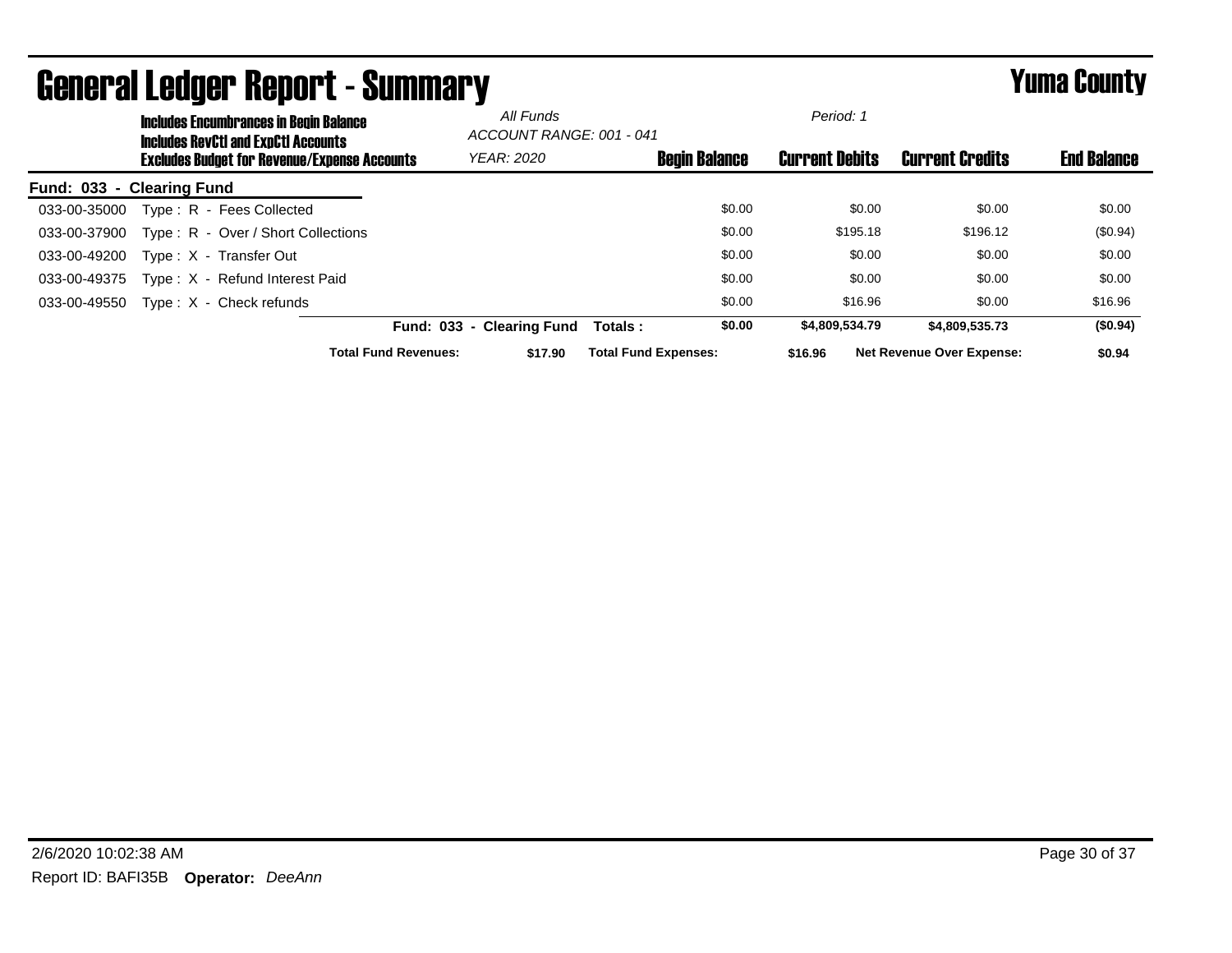# General Ledger Report - Summary

# Yuma County

**Includes Encumbrances in Begin Balance**
**Includes RevCtl and ExpCtl Accounts**
**Excludes Budget for Revenue/Expense Accounts**

*All Funds*
*ACCOUNT RANGE: 001 - 041*
*YEAR: 2020*

*Period: 1*

**Fund: 033 - Clearing Fund**

| Account | Description | Begin Balance | Current Debits | Current Credits | End Balance |
|---|---|---|---|---|---|
| 033-00-35000 | Type : R - Fees Collected | $0.00 | $0.00 | $0.00 | $0.00 |
| 033-00-37900 | Type : R - Over / Short Collections | $0.00 | $195.18 | $196.12 | ($0.94) |
| 033-00-49200 | Type : X - Transfer Out | $0.00 | $0.00 | $0.00 | $0.00 |
| 033-00-49375 | Type : X - Refund Interest Paid | $0.00 | $0.00 | $0.00 | $0.00 |
| 033-00-49550 | Type : X - Check refunds | $0.00 | $16.96 | $0.00 | $16.96 |
| | **Fund: 033 - Clearing Fund Totals :** | **$0.00** | **$4,809,534.79** | **$4,809,535.73** | **($0.94)** |

**Total Fund Revenues:** **$17.90** **Total Fund Expenses:** **$16.96** **Net Revenue Over Expense:** **$0.94**

2/6/2020 10:02:38 AM

Report ID: BAFI35B **Operator:** *DeeAnn*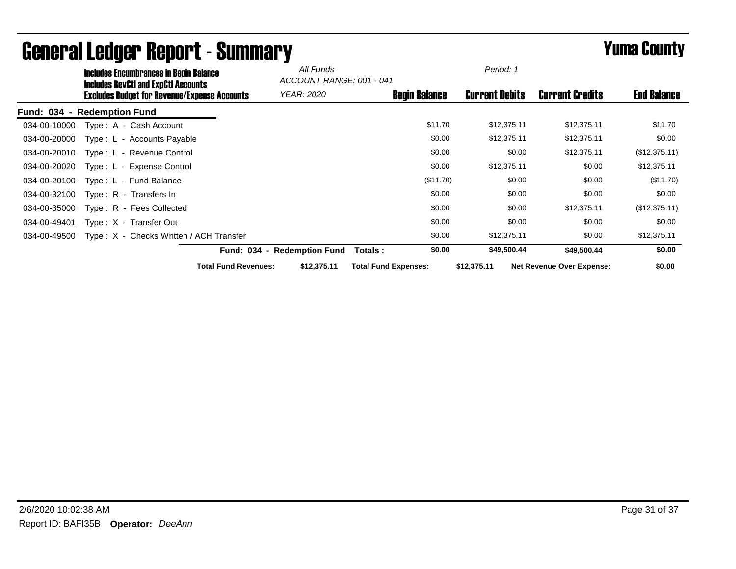# General Ledger Report - Summary

## Yuma County

**Includes Encumbrances in Begin Balance**
**Includes RevCtl and ExpCtl Accounts**
**Excludes Budget for Revenue/Expense Accounts**

*All Funds*
*ACCOUNT RANGE: 001 - 041*
*YEAR: 2020*
*Period: 1*

**Fund: 034 - Redemption Fund**

| Account | Description | Begin Balance | Current Debits | Current Credits | End Balance |
|---|---|---|---|---|---|
| 034-00-10000 | Type : A - Cash Account | $11.70 | $12,375.11 | $12,375.11 | $11.70 |
| 034-00-20000 | Type : L - Accounts Payable | $0.00 | $12,375.11 | $12,375.11 | $0.00 |
| 034-00-20010 | Type : L - Revenue Control | $0.00 | $0.00 | $12,375.11 | ($12,375.11) |
| 034-00-20020 | Type : L - Expense Control | $0.00 | $12,375.11 | $0.00 | $12,375.11 |
| 034-00-20100 | Type : L - Fund Balance | ($11.70) | $0.00 | $0.00 | ($11.70) |
| 034-00-32100 | Type : R - Transfers In | $0.00 | $0.00 | $0.00 | $0.00 |
| 034-00-35000 | Type : R - Fees Collected | $0.00 | $0.00 | $12,375.11 | ($12,375.11) |
| 034-00-49401 | Type : X - Transfer Out | $0.00 | $0.00 | $0.00 | $0.00 |
| 034-00-49500 | Type : X - Checks Written / ACH Transfer | $0.00 | $12,375.11 | $0.00 | $12,375.11 |
| | **Fund: 034 - Redemption Fund Totals :** | **$0.00** | **$49,500.44** | **$49,500.44** | **$0.00** |

**Total Fund Revenues:** $12,375.11 **Total Fund Expenses:** $12,375.11 **Net Revenue Over Expense:** $0.00

2/6/2020 10:02:38 AM

Report ID: BAFI35B **Operator:** *DeeAnn*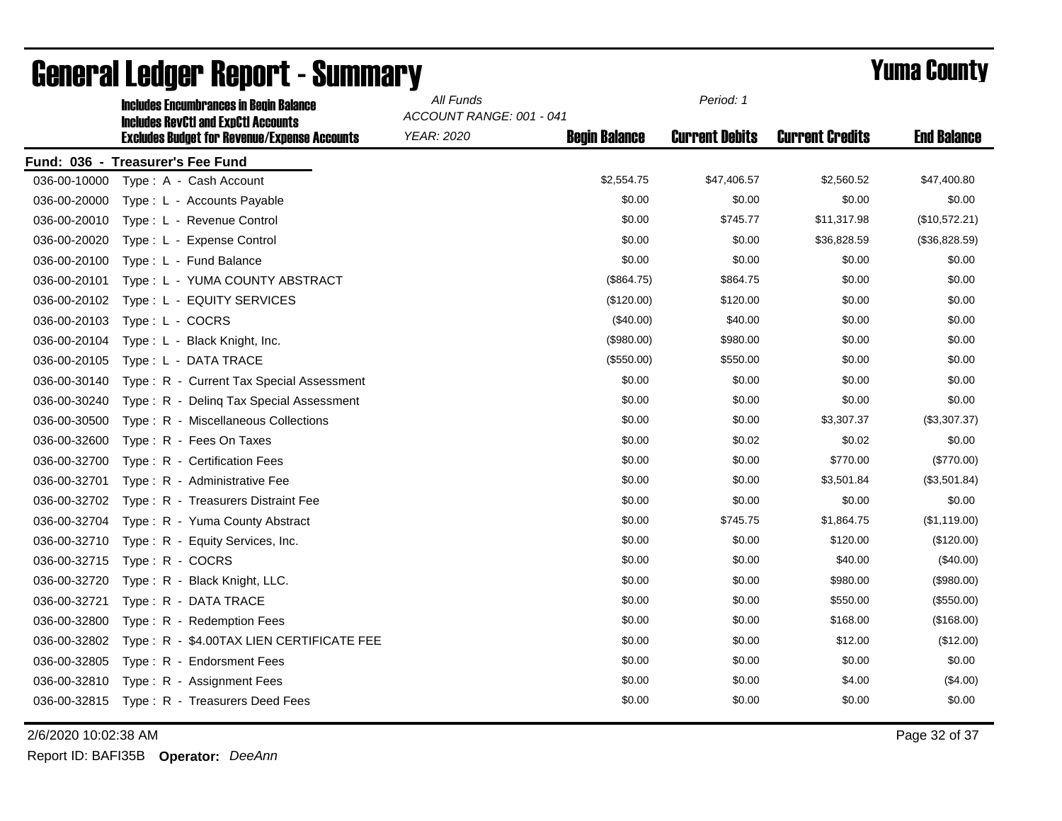# General Ledger Report - Summary

**Yuma County**

**Includes Encumbrances in Begin Balance**
**Includes RevCtl and ExpCtl Accounts**
**Excludes Budget for Revenue/Expense Accounts**

*All Funds*
*ACCOUNT RANGE: 001 - 041*
*YEAR: 2020*
*Period: 1*

**Fund: 036 - Treasurer's Fee Fund**

| Account | Description | Begin Balance | Current Debits | Current Credits | End Balance |
|---|---|---|---|---|---|
| 036-00-10000 | Type : A - Cash Account | $2,554.75 | $47,406.57 | $2,560.52 | $47,400.80 |
| 036-00-20000 | Type : L - Accounts Payable | $0.00 | $0.00 | $0.00 | $0.00 |
| 036-00-20010 | Type : L - Revenue Control | $0.00 | $745.77 | $11,317.98 | ($10,572.21) |
| 036-00-20020 | Type : L - Expense Control | $0.00 | $0.00 | $36,828.59 | ($36,828.59) |
| 036-00-20100 | Type : L - Fund Balance | $0.00 | $0.00 | $0.00 | $0.00 |
| 036-00-20101 | Type : L - YUMA COUNTY ABSTRACT | ($864.75) | $864.75 | $0.00 | $0.00 |
| 036-00-20102 | Type : L - EQUITY SERVICES | ($120.00) | $120.00 | $0.00 | $0.00 |
| 036-00-20103 | Type : L - COCRS | ($40.00) | $40.00 | $0.00 | $0.00 |
| 036-00-20104 | Type : L - Black Knight, Inc. | ($980.00) | $980.00 | $0.00 | $0.00 |
| 036-00-20105 | Type : L - DATA TRACE | ($550.00) | $550.00 | $0.00 | $0.00 |
| 036-00-30140 | Type : R - Current Tax Special Assessment | $0.00 | $0.00 | $0.00 | $0.00 |
| 036-00-30240 | Type : R - Delinq Tax Special Assessment | $0.00 | $0.00 | $0.00 | $0.00 |
| 036-00-30500 | Type : R - Miscellaneous Collections | $0.00 | $0.00 | $3,307.37 | ($3,307.37) |
| 036-00-32600 | Type : R - Fees On Taxes | $0.00 | $0.02 | $0.02 | $0.00 |
| 036-00-32700 | Type : R - Certification Fees | $0.00 | $0.00 | $770.00 | ($770.00) |
| 036-00-32701 | Type : R - Administrative Fee | $0.00 | $0.00 | $3,501.84 | ($3,501.84) |
| 036-00-32702 | Type : R - Treasurers Distraint Fee | $0.00 | $0.00 | $0.00 | $0.00 |
| 036-00-32704 | Type : R - Yuma County Abstract | $0.00 | $745.75 | $1,864.75 | ($1,119.00) |
| 036-00-32710 | Type : R - Equity Services, Inc. | $0.00 | $0.00 | $120.00 | ($120.00) |
| 036-00-32715 | Type : R - COCRS | $0.00 | $0.00 | $40.00 | ($40.00) |
| 036-00-32720 | Type : R - Black Knight, LLC. | $0.00 | $0.00 | $980.00 | ($980.00) |
| 036-00-32721 | Type : R - DATA TRACE | $0.00 | $0.00 | $550.00 | ($550.00) |
| 036-00-32800 | Type : R - Redemption Fees | $0.00 | $0.00 | $168.00 | ($168.00) |
| 036-00-32802 | Type : R - $4.00TAX LIEN CERTIFICATE FEE | $0.00 | $0.00 | $12.00 | ($12.00) |
| 036-00-32805 | Type : R - Endorsment Fees | $0.00 | $0.00 | $0.00 | $0.00 |
| 036-00-32810 | Type : R - Assignment Fees | $0.00 | $0.00 | $4.00 | ($4.00) |
| 036-00-32815 | Type : R - Treasurers Deed Fees | $0.00 | $0.00 | $0.00 | $0.00 |

2/6/2020 10:02:38 AM

Report ID: BAFI35B **Operator:** *DeeAnn*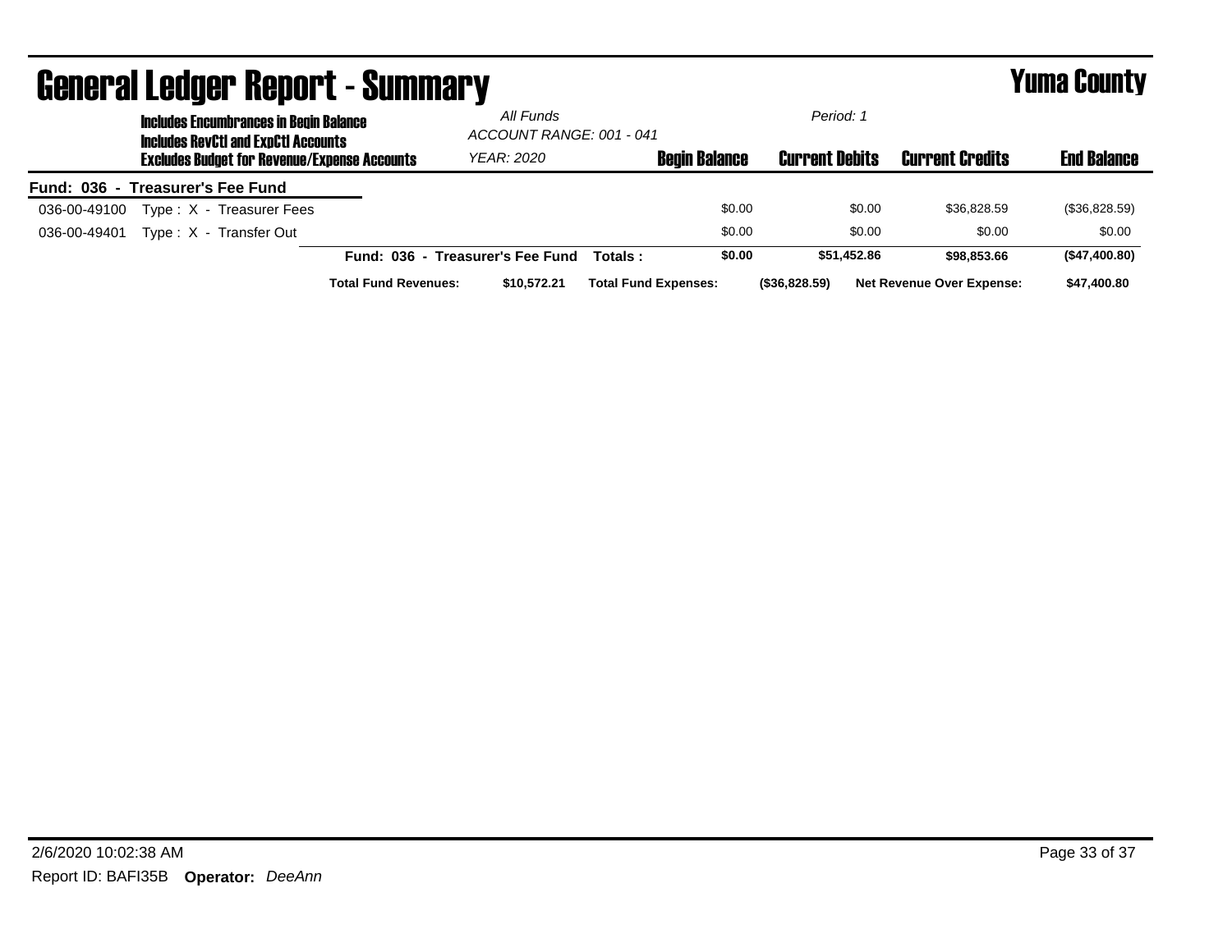# General Ledger Report - Summary

## Yuma County

**Includes Encumbrances in Begin Balance**
**Includes RevCtl and ExpCtl Accounts**
**Excludes Budget for Revenue/Expense Accounts**

*All Funds*
*ACCOUNT RANGE: 001 - 041*
*YEAR: 2020*

*Period: 1*

| Account | Description | Begin Balance | Current Debits | Current Credits | End Balance |
|---|---|---|---|---|---|
| **Fund: 036 - Treasurer's Fee Fund** | | | | | |
| 036-00-49100 | Type : X - Treasurer Fees | $0.00 | $0.00 | $36,828.59 | ($36,828.59) |
| 036-00-49401 | Type : X - Transfer Out | $0.00 | $0.00 | $0.00 | $0.00 |
| | **Fund: 036 - Treasurer's Fee Fund Totals :** | **$0.00** | **$51,452.86** | **$98,853.66** | **($47,400.80)** |

| | | | | | |
|---|---|---|---|---|---|
| **Total Fund Revenues:** | **$10,572.21** | **Total Fund Expenses:** | **($36,828.59)** | **Net Revenue Over Expense:** | **$47,400.80** |

2/6/2020 10:02:38 AM

Report ID: BAFI35B **Operator:** *DeeAnn*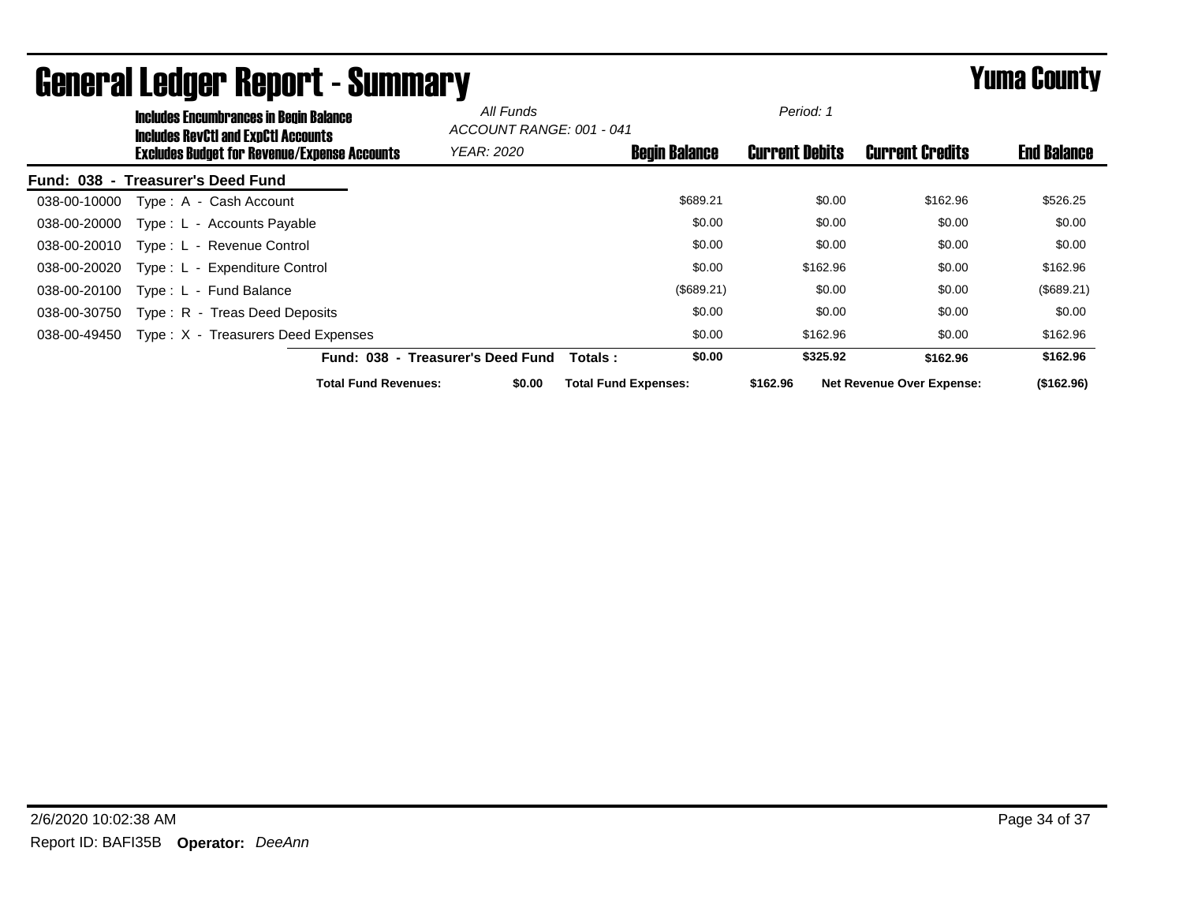# General Ledger Report - Summary

**Yuma County**

**Includes Encumbrances in Begin Balance**
**Includes RevCtl and ExpCtl Accounts**
**Excludes Budget for Revenue/Expense Accounts**

*All Funds*
*ACCOUNT RANGE: 001 - 041*
*YEAR: 2020*

*Period: 1*

**Fund: 038 - Treasurer's Deed Fund**

| Account | Description | Begin Balance | Current Debits | Current Credits | End Balance |
|---|---|---|---|---|---|
| 038-00-10000 | Type : A - Cash Account | $689.21 | $0.00 | $162.96 | $526.25 |
| 038-00-20000 | Type : L - Accounts Payable | $0.00 | $0.00 | $0.00 | $0.00 |
| 038-00-20010 | Type : L - Revenue Control | $0.00 | $0.00 | $0.00 | $0.00 |
| 038-00-20020 | Type : L - Expenditure Control | $0.00 | $162.96 | $0.00 | $162.96 |
| 038-00-20100 | Type : L - Fund Balance | ($689.21) | $0.00 | $0.00 | ($689.21) |
| 038-00-30750 | Type : R - Treas Deed Deposits | $0.00 | $0.00 | $0.00 | $0.00 |
| 038-00-49450 | Type : X - Treasurers Deed Expenses | $0.00 | $162.96 | $0.00 | $162.96 |
| | **Fund: 038 - Treasurer's Deed Fund Totals :** | **$0.00** | **$325.92** | **$162.96** | **$162.96** |

**Total Fund Revenues:** $0.00 **Total Fund Expenses:** $162.96 **Net Revenue Over Expense:** ($162.96)

2/6/2020 10:02:38 AM

Report ID: BAFI35B **Operator:** *DeeAnn*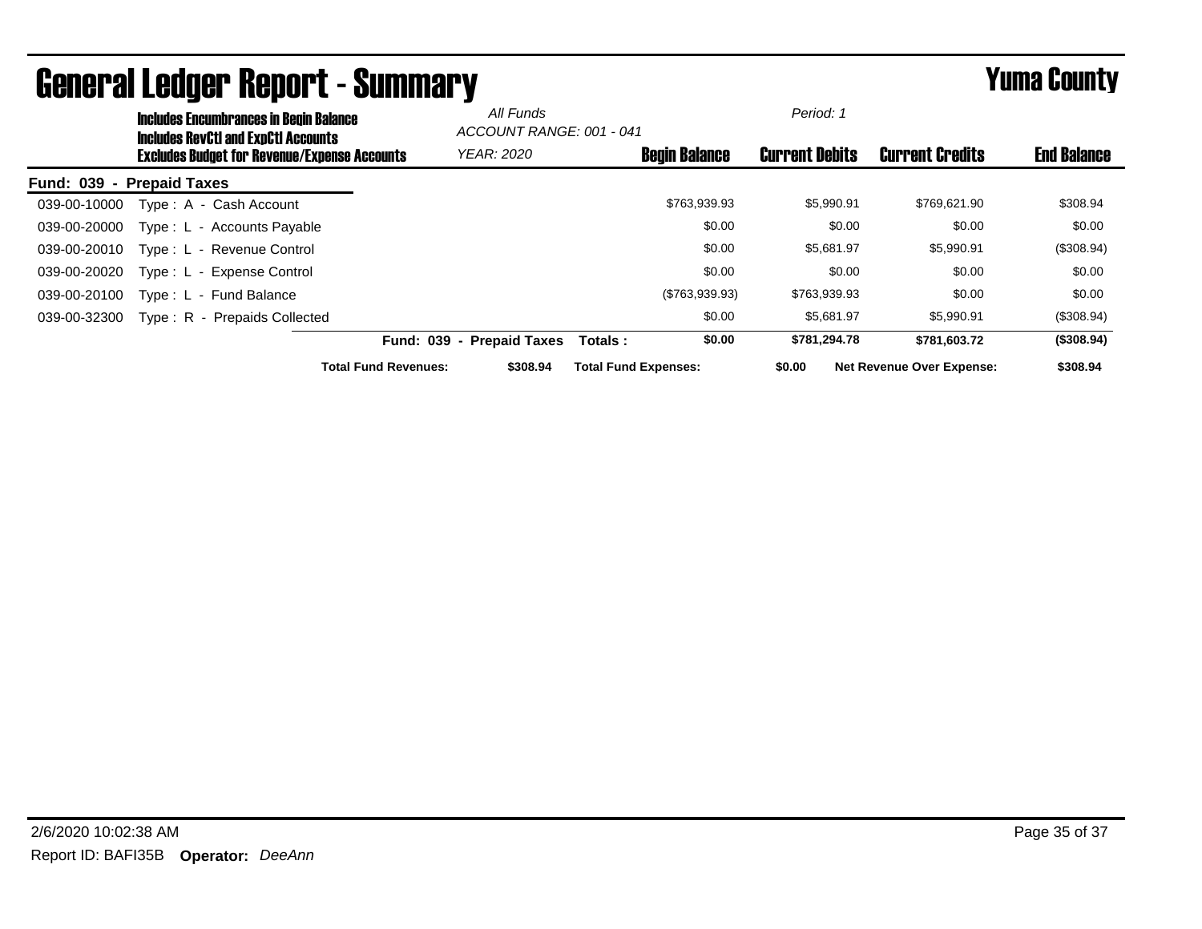# General Ledger Report - Summary

## Yuma County

**Includes Encumbrances in Begin Balance**
**Includes RevCtl and ExpCtl Accounts**
**Excludes Budget for Revenue/Expense Accounts**

*All Funds*
*ACCOUNT RANGE: 001 - 041*
*YEAR: 2020*

*Period: 1*

**Fund: 039 - Prepaid Taxes**

| Account | Description | Begin Balance | Current Debits | Current Credits | End Balance |
|---|---|---|---|---|---|
| 039-00-10000 | Type : A - Cash Account | $763,939.93 | $5,990.91 | $769,621.90 | $308.94 |
| 039-00-20000 | Type : L - Accounts Payable | $0.00 | $0.00 | $0.00 | $0.00 |
| 039-00-20010 | Type : L - Revenue Control | $0.00 | $5,681.97 | $5,990.91 | ($308.94) |
| 039-00-20020 | Type : L - Expense Control | $0.00 | $0.00 | $0.00 | $0.00 |
| 039-00-20100 | Type : L - Fund Balance | ($763,939.93) | $763,939.93 | $0.00 | $0.00 |
| 039-00-32300 | Type : R - Prepaids Collected | $0.00 | $5,681.97 | $5,990.91 | ($308.94) |
| | **Fund: 039 - Prepaid Taxes Totals :** | **$0.00** | **$781,294.78** | **$781,603.72** | **($308.94)** |

**Total Fund Revenues:** **$308.94** **Total Fund Expenses:** **$0.00** **Net Revenue Over Expense:** **$308.94**

2/6/2020 10:02:38 AM

Report ID: BAFI35B **Operator:** *DeeAnn*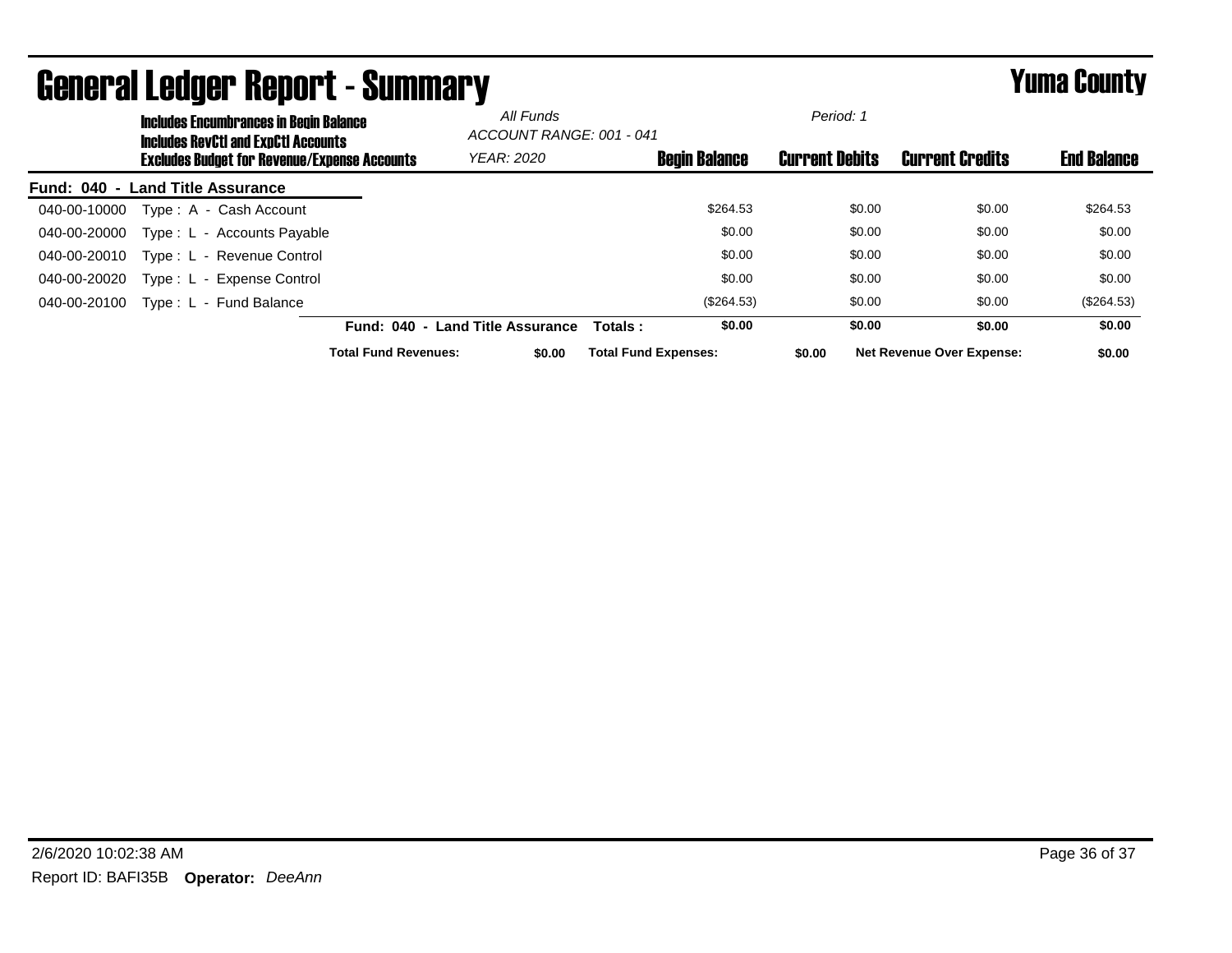# General Ledger Report - Summary

## Yuma County

**Includes Encumbrances in Begin Balance**
**Includes RevCtl and ExpCtl Accounts**
**Excludes Budget for Revenue/Expense Accounts**

*All Funds*
*ACCOUNT RANGE: 001 - 041*
*YEAR: 2020*

*Period: 1*

**Fund: 040 - Land Title Assurance**

| Account | Description | Begin Balance | Current Debits | Current Credits | End Balance |
|---|---|---|---|---|---|
| 040-00-10000 | Type : A - Cash Account | $264.53 | $0.00 | $0.00 | $264.53 |
| 040-00-20000 | Type : L - Accounts Payable | $0.00 | $0.00 | $0.00 | $0.00 |
| 040-00-20010 | Type : L - Revenue Control | $0.00 | $0.00 | $0.00 | $0.00 |
| 040-00-20020 | Type : L - Expense Control | $0.00 | $0.00 | $0.00 | $0.00 |
| 040-00-20100 | Type : L - Fund Balance | ($264.53) | $0.00 | $0.00 | ($264.53) |
| | **Fund: 040 - Land Title Assurance Totals :** | **$0.00** | **$0.00** | **$0.00** | **$0.00** |

**Total Fund Revenues:** **$0.00** **Total Fund Expenses:** **$0.00** **Net Revenue Over Expense:** **$0.00**

2/6/2020 10:02:38 AM

Report ID: BAFI35B **Operator:** *DeeAnn*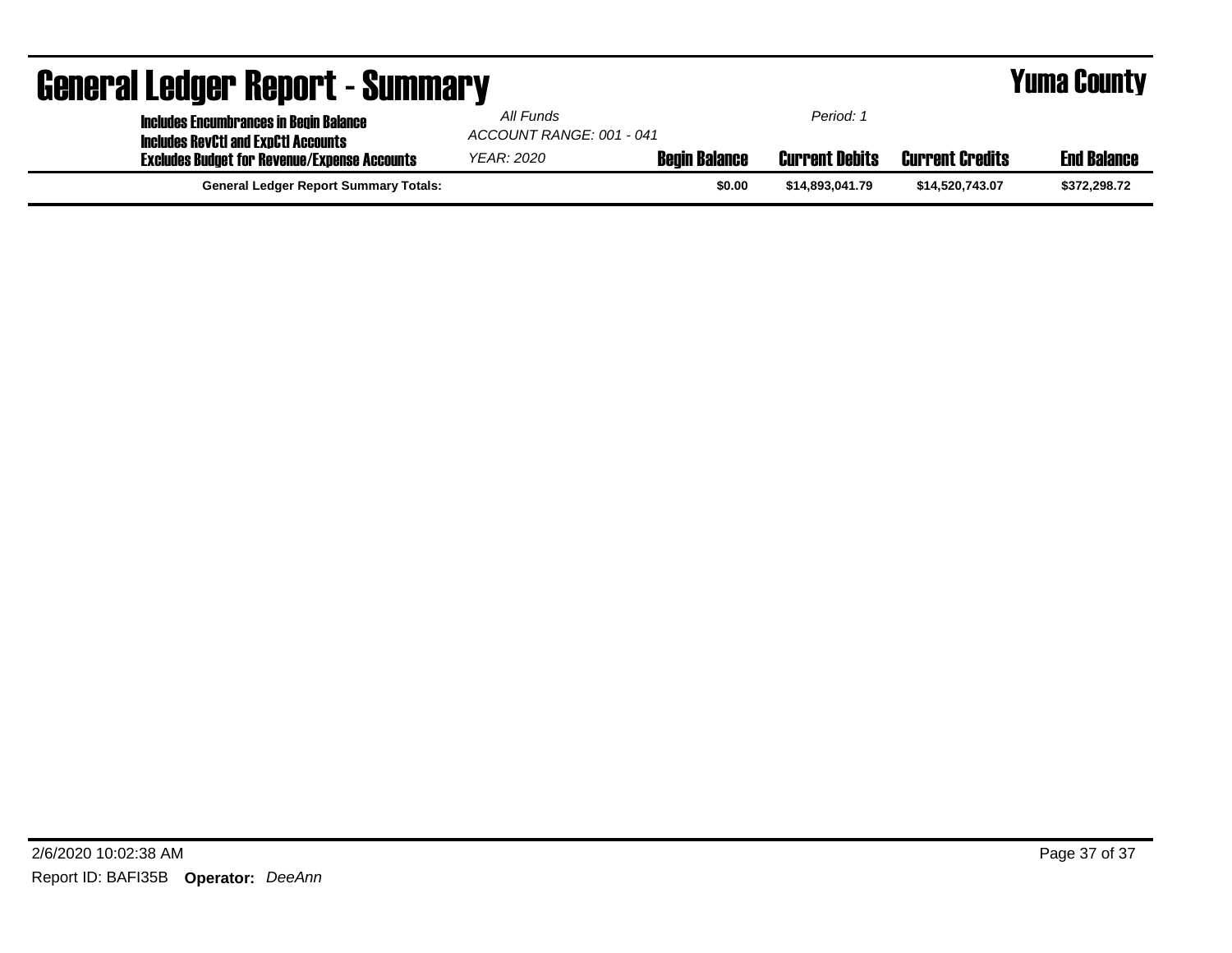# General Ledger Report - Summary

**Yuma County**

**Includes Encumbrances in Begin Balance**
**Includes RevCtl and ExpCtl Accounts**
**Excludes Budget for Revenue/Expense Accounts**

*All Funds*
*ACCOUNT RANGE: 001 - 041*
*YEAR: 2020*

*Period: 1*

| | Begin Balance | Current Debits | Current Credits | End Balance |
|---|---|---|---|---|
| **General Ledger Report Summary Totals:** | **$0.00** | **$14,893,041.79** | **$14,520,743.07** | **$372,298.72** |

2/6/2020 10:02:38 AM

Report ID: BAFI35B **Operator:** *DeeAnn*